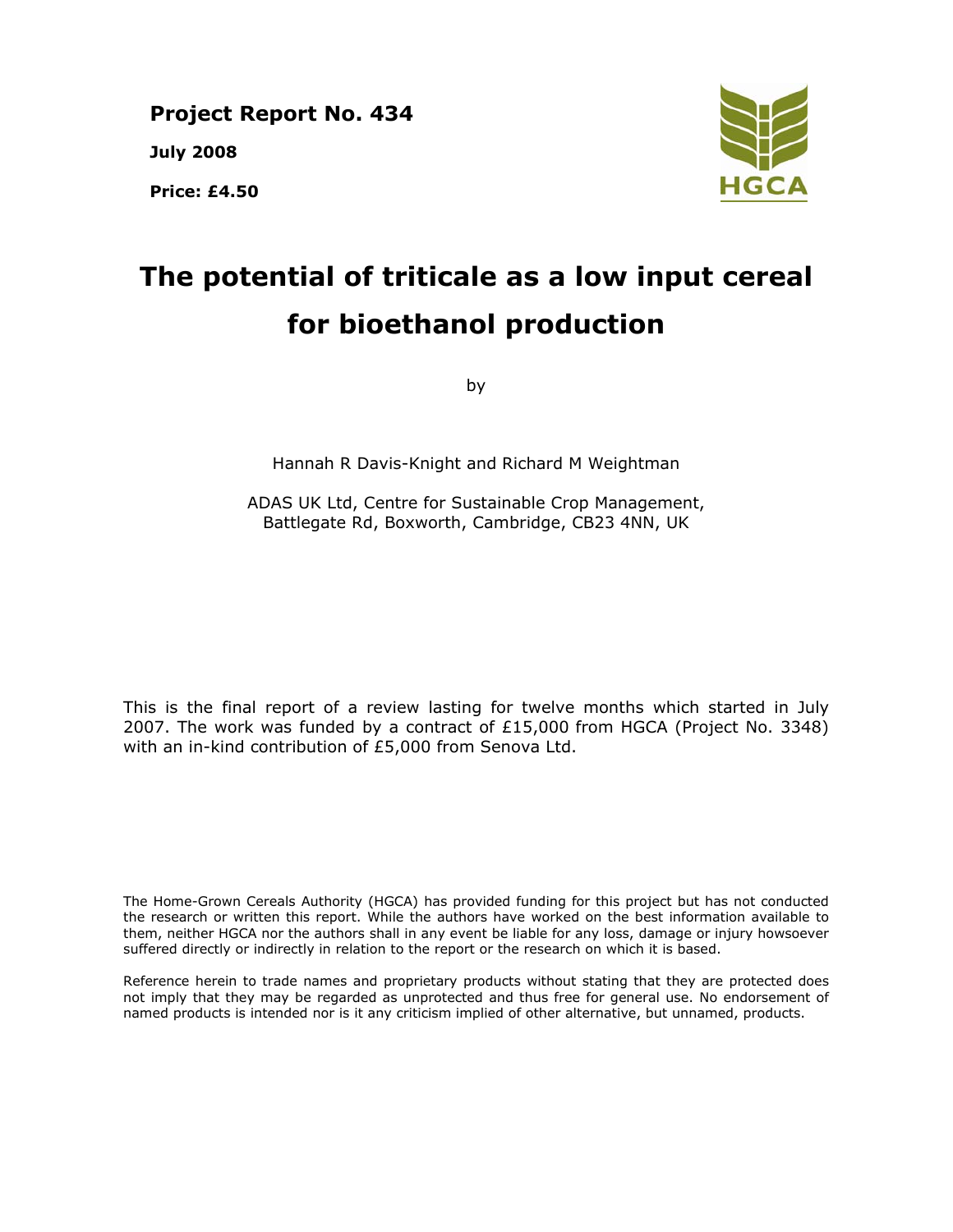**Project Report No. 434**

**July 2008**

**Price: £4.50**

HGCA

# The potential of triticale as a low input cereal for bioethanol production

by

Hannah R Davis-Knight and Richard M Weightman

ADAS UK Ltd, Centre for Sustainable Crop Management,
Battlegate Rd, Boxworth, Cambridge, CB23 4NN, UK

This is the final report of a review lasting for twelve months which started in July 2007. The work was funded by a contract of £15,000 from HGCA (Project No. 3348) with an in-kind contribution of £5,000 from Senova Ltd.

The Home-Grown Cereals Authority (HGCA) has provided funding for this project but has not conducted the research or written this report. While the authors have worked on the best information available to them, neither HGCA nor the authors shall in any event be liable for any loss, damage or injury howsoever suffered directly or indirectly in relation to the report or the research on which it is based.

Reference herein to trade names and proprietary products without stating that they are protected does not imply that they may be regarded as unprotected and thus free for general use. No endorsement of named products is intended nor is it any criticism implied of other alternative, but unnamed, products.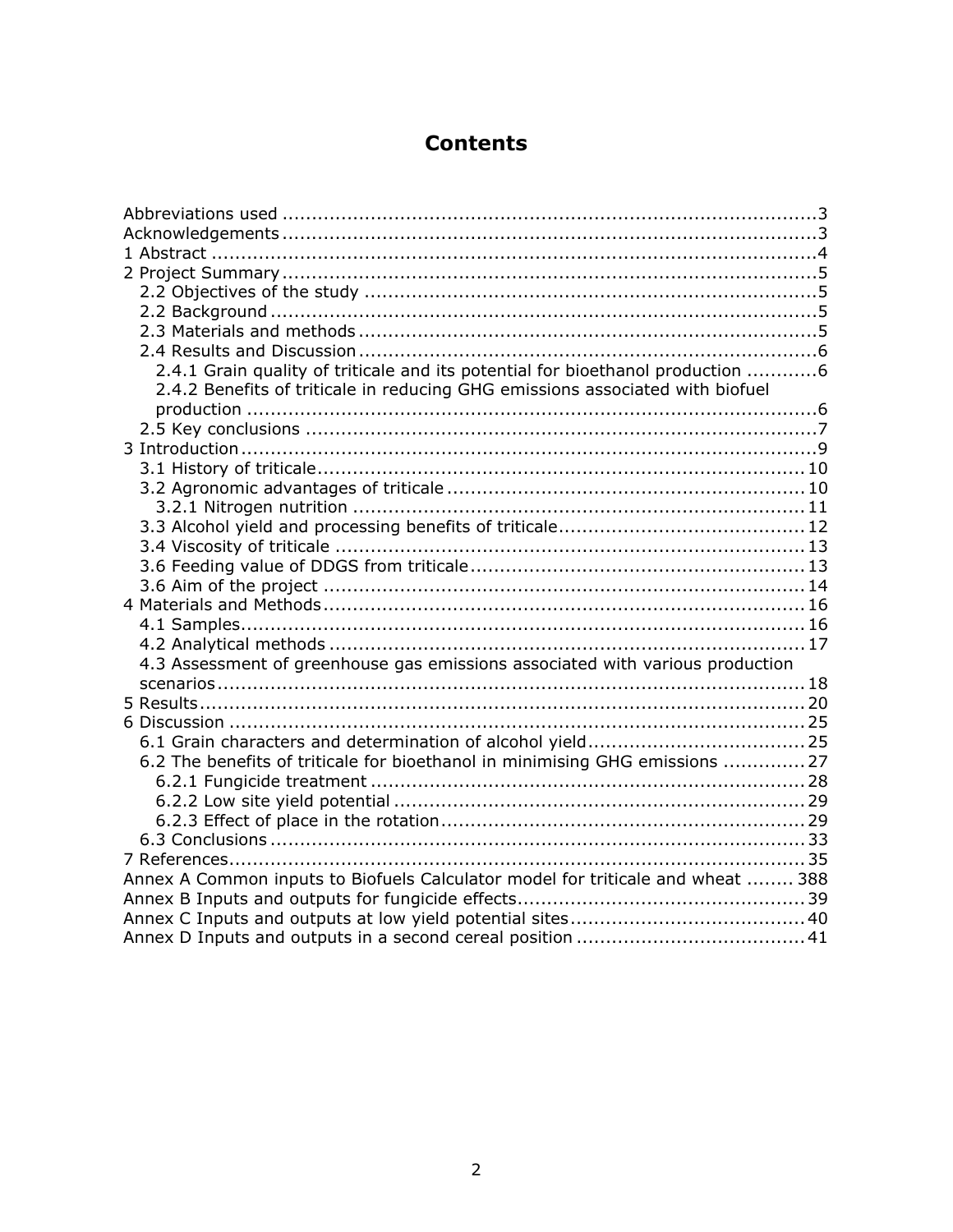# Contents

Abbreviations used ........................................................................................3
Acknowledgements........................................................................................3
1 Abstract ......................................................................................................4
2 Project Summary..........................................................................................5
  2.2 Objectives of the study ...........................................................................5
  2.2 Background ...........................................................................................5
  2.3 Materials and methods ............................................................................5
  2.4 Results and Discussion ............................................................................6
    2.4.1 Grain quality of triticale and its potential for bioethanol production ...........6
    2.4.2 Benefits of triticale in reducing GHG emissions associated with biofuel production ...............................................................................................6
  2.5 Key conclusions ......................................................................................7
3 Introduction..................................................................................................9
  3.1 History of triticale..................................................................................10
  3.2 Agronomic advantages of triticale ............................................................10
    3.2.1 Nitrogen nutrition ............................................................................11
  3.3 Alcohol yield and processing benefits of triticale.........................................12
  3.4 Viscosity of triticale ...............................................................................13
  3.6 Feeding value of DDGS from triticale........................................................13
  3.6 Aim of the project .................................................................................14
4 Materials and Methods.................................................................................16
  4.1 Samples................................................................................................16
  4.2 Analytical methods ................................................................................17
  4.3 Assessment of greenhouse gas emissions associated with various production scenarios...................................................................................................18
5 Results......................................................................................................20
6 Discussion .................................................................................................25
  6.1 Grain characters and determination of alcohol yield....................................25
  6.2 The benefits of triticale for bioethanol in minimising GHG emissions .............27
    6.2.1 Fungicide treatment .........................................................................28
    6.2.2 Low site yield potential .....................................................................29
    6.2.3 Effect of place in the rotation.............................................................29
  6.3 Conclusions ..........................................................................................33
7 References.................................................................................................35
Annex A Common inputs to Biofuels Calculator model for triticale and wheat ........ 388
Annex B Inputs and outputs for fungicide effects...............................................39
Annex C Inputs and outputs at low yield potential sites.......................................40
Annex D Inputs and outputs in a second cereal position ......................................41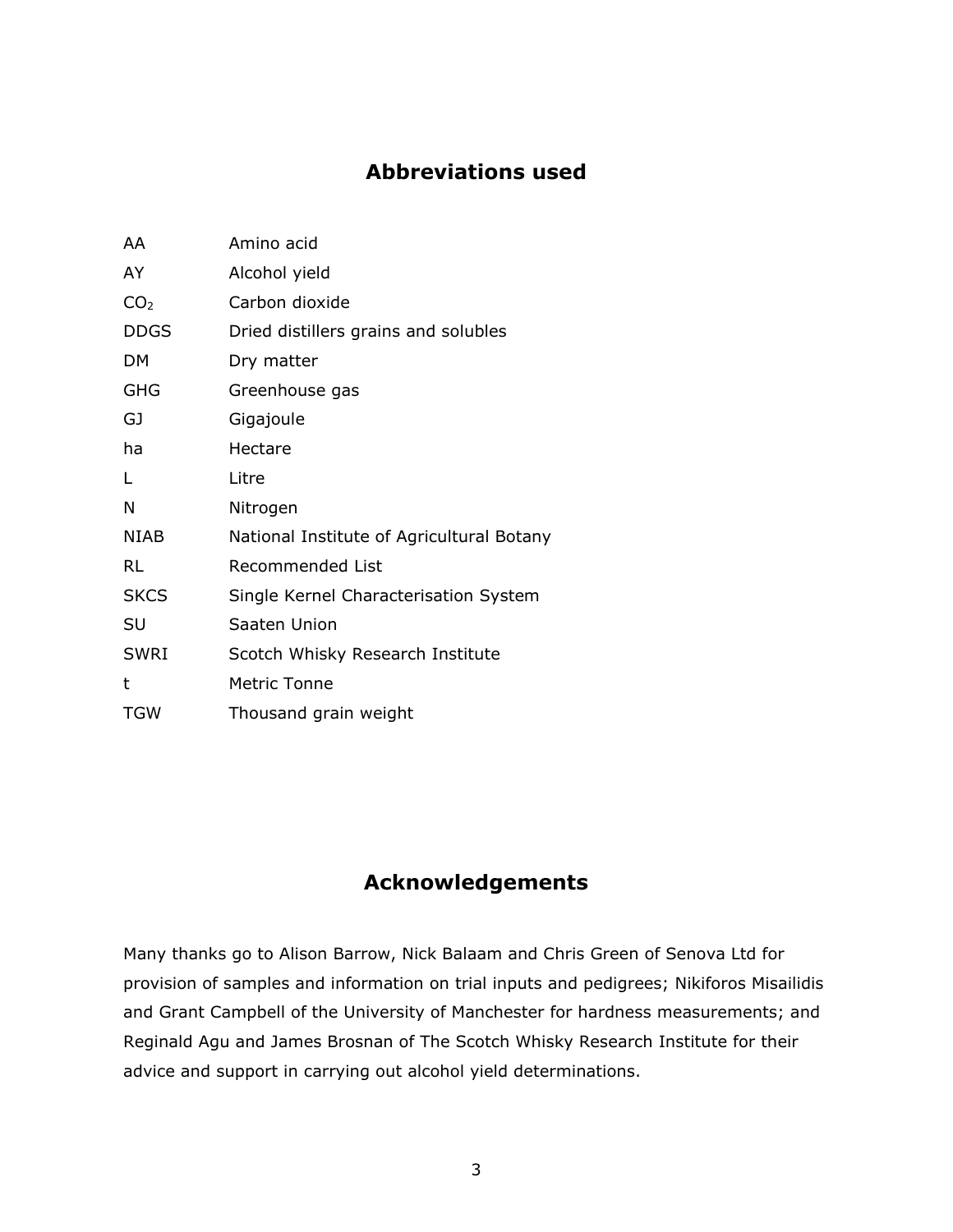## Abbreviations used

| | |
|---|---|
| AA | Amino acid |
| AY | Alcohol yield |
| $CO_2$ | Carbon dioxide |
| DDGS | Dried distillers grains and solubles |
| DM | Dry matter |
| GHG | Greenhouse gas |
| GJ | Gigajoule |
| ha | Hectare |
| L | Litre |
| N | Nitrogen |
| NIAB | National Institute of Agricultural Botany |
| RL | Recommended List |
| SKCS | Single Kernel Characterisation System |
| SU | Saaten Union |
| SWRI | Scotch Whisky Research Institute |
| t | Metric Tonne |
| TGW | Thousand grain weight |

## Acknowledgements

Many thanks go to Alison Barrow, Nick Balaam and Chris Green of Senova Ltd for provision of samples and information on trial inputs and pedigrees; Nikiforos Misailidis and Grant Campbell of the University of Manchester for hardness measurements; and Reginald Agu and James Brosnan of The Scotch Whisky Research Institute for their advice and support in carrying out alcohol yield determinations.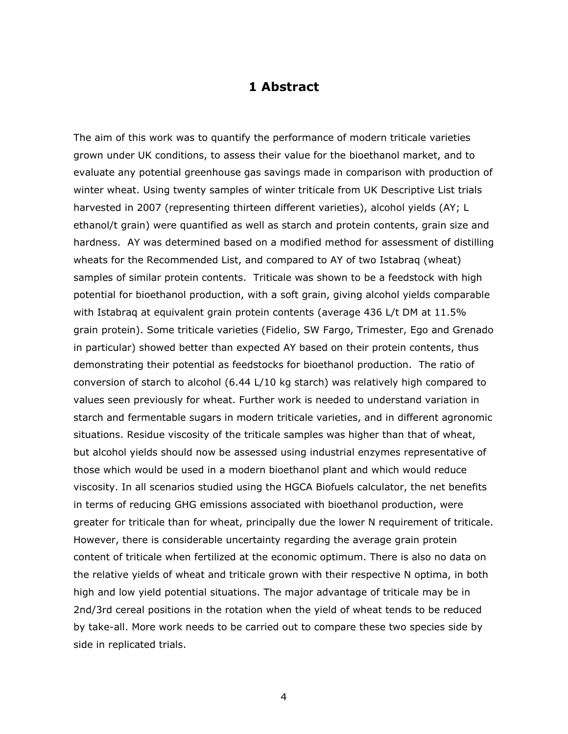# 1 Abstract

The aim of this work was to quantify the performance of modern triticale varieties grown under UK conditions, to assess their value for the bioethanol market, and to evaluate any potential greenhouse gas savings made in comparison with production of winter wheat. Using twenty samples of winter triticale from UK Descriptive List trials harvested in 2007 (representing thirteen different varieties), alcohol yields (AY; L ethanol/t grain) were quantified as well as starch and protein contents, grain size and hardness. AY was determined based on a modified method for assessment of distilling wheats for the Recommended List, and compared to AY of two Istabraq (wheat) samples of similar protein contents. Triticale was shown to be a feedstock with high potential for bioethanol production, with a soft grain, giving alcohol yields comparable with Istabraq at equivalent grain protein contents (average 436 L/t DM at 11.5% grain protein). Some triticale varieties (Fidelio, SW Fargo, Trimester, Ego and Grenado in particular) showed better than expected AY based on their protein contents, thus demonstrating their potential as feedstocks for bioethanol production. The ratio of conversion of starch to alcohol (6.44 L/10 kg starch) was relatively high compared to values seen previously for wheat. Further work is needed to understand variation in starch and fermentable sugars in modern triticale varieties, and in different agronomic situations. Residue viscosity of the triticale samples was higher than that of wheat, but alcohol yields should now be assessed using industrial enzymes representative of those which would be used in a modern bioethanol plant and which would reduce viscosity. In all scenarios studied using the HGCA Biofuels calculator, the net benefits in terms of reducing GHG emissions associated with bioethanol production, were greater for triticale than for wheat, principally due the lower N requirement of triticale. However, there is considerable uncertainty regarding the average grain protein content of triticale when fertilized at the economic optimum. There is also no data on the relative yields of wheat and triticale grown with their respective N optima, in both high and low yield potential situations. The major advantage of triticale may be in 2nd/3rd cereal positions in the rotation when the yield of wheat tends to be reduced by take-all. More work needs to be carried out to compare these two species side by side in replicated trials.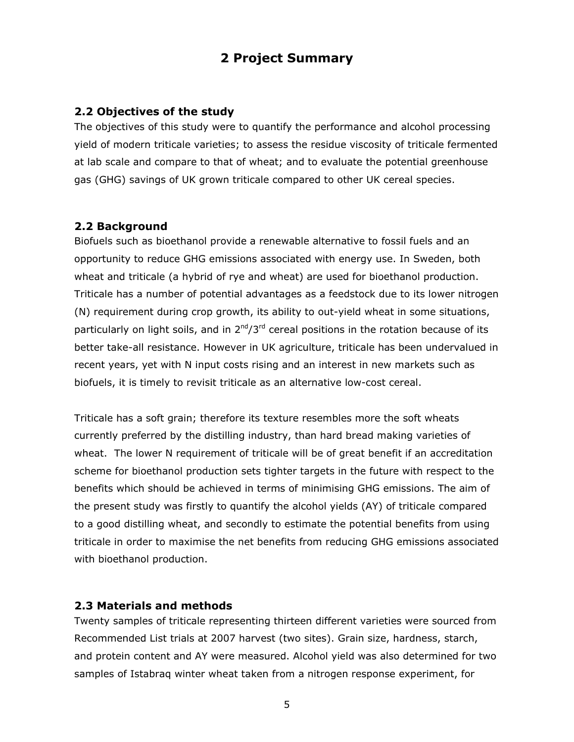# 2 Project Summary

## 2.2 Objectives of the study

The objectives of this study were to quantify the performance and alcohol processing yield of modern triticale varieties; to assess the residue viscosity of triticale fermented at lab scale and compare to that of wheat; and to evaluate the potential greenhouse gas (GHG) savings of UK grown triticale compared to other UK cereal species.

## 2.2 Background

Biofuels such as bioethanol provide a renewable alternative to fossil fuels and an opportunity to reduce GHG emissions associated with energy use. In Sweden, both wheat and triticale (a hybrid of rye and wheat) are used for bioethanol production. Triticale has a number of potential advantages as a feedstock due to its lower nitrogen (N) requirement during crop growth, its ability to out-yield wheat in some situations, particularly on light soils, and in 2nd/3rd cereal positions in the rotation because of its better take-all resistance. However in UK agriculture, triticale has been undervalued in recent years, yet with N input costs rising and an interest in new markets such as biofuels, it is timely to revisit triticale as an alternative low-cost cereal.

Triticale has a soft grain; therefore its texture resembles more the soft wheats currently preferred by the distilling industry, than hard bread making varieties of wheat. The lower N requirement of triticale will be of great benefit if an accreditation scheme for bioethanol production sets tighter targets in the future with respect to the benefits which should be achieved in terms of minimising GHG emissions. The aim of the present study was firstly to quantify the alcohol yields (AY) of triticale compared to a good distilling wheat, and secondly to estimate the potential benefits from using triticale in order to maximise the net benefits from reducing GHG emissions associated with bioethanol production.

## 2.3 Materials and methods

Twenty samples of triticale representing thirteen different varieties were sourced from Recommended List trials at 2007 harvest (two sites). Grain size, hardness, starch, and protein content and AY were measured. Alcohol yield was also determined for two samples of Istabraq winter wheat taken from a nitrogen response experiment, for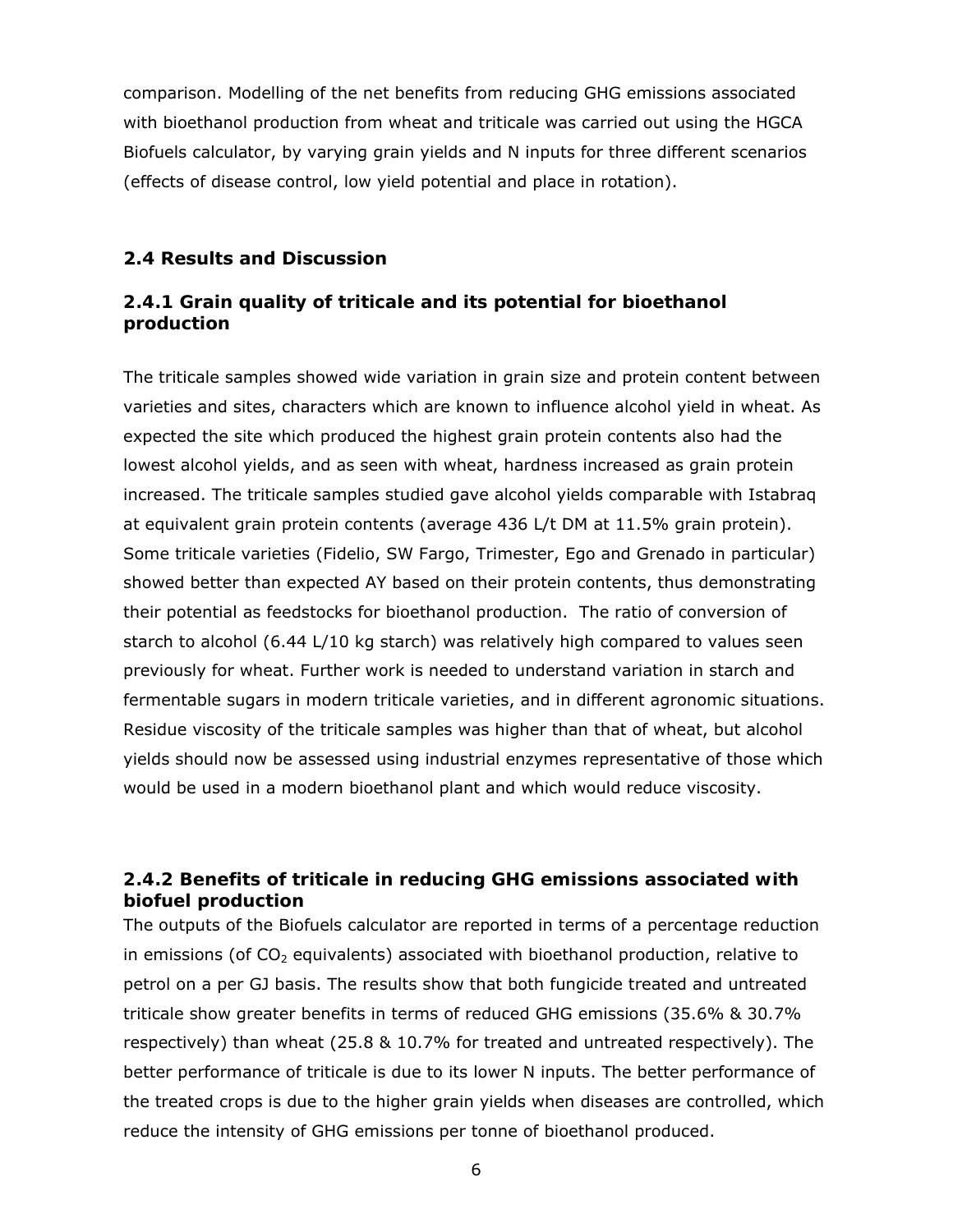comparison. Modelling of the net benefits from reducing GHG emissions associated with bioethanol production from wheat and triticale was carried out using the HGCA Biofuels calculator, by varying grain yields and N inputs for three different scenarios (effects of disease control, low yield potential and place in rotation).

## 2.4 Results and Discussion

### 2.4.1 Grain quality of triticale and its potential for bioethanol production

The triticale samples showed wide variation in grain size and protein content between varieties and sites, characters which are known to influence alcohol yield in wheat. As expected the site which produced the highest grain protein contents also had the lowest alcohol yields, and as seen with wheat, hardness increased as grain protein increased. The triticale samples studied gave alcohol yields comparable with Istabraq at equivalent grain protein contents (average 436 L/t DM at 11.5% grain protein). Some triticale varieties (Fidelio, SW Fargo, Trimester, Ego and Grenado in particular) showed better than expected AY based on their protein contents, thus demonstrating their potential as feedstocks for bioethanol production. The ratio of conversion of starch to alcohol (6.44 L/10 kg starch) was relatively high compared to values seen previously for wheat. Further work is needed to understand variation in starch and fermentable sugars in modern triticale varieties, and in different agronomic situations. Residue viscosity of the triticale samples was higher than that of wheat, but alcohol yields should now be assessed using industrial enzymes representative of those which would be used in a modern bioethanol plant and which would reduce viscosity.

### 2.4.2 Benefits of triticale in reducing GHG emissions associated with biofuel production

The outputs of the Biofuels calculator are reported in terms of a percentage reduction in emissions (of $CO_2$ equivalents) associated with bioethanol production, relative to petrol on a per GJ basis. The results show that both fungicide treated and untreated triticale show greater benefits in terms of reduced GHG emissions (35.6% & 30.7% respectively) than wheat (25.8 & 10.7% for treated and untreated respectively). The better performance of triticale is due to its lower N inputs. The better performance of the treated crops is due to the higher grain yields when diseases are controlled, which reduce the intensity of GHG emissions per tonne of bioethanol produced.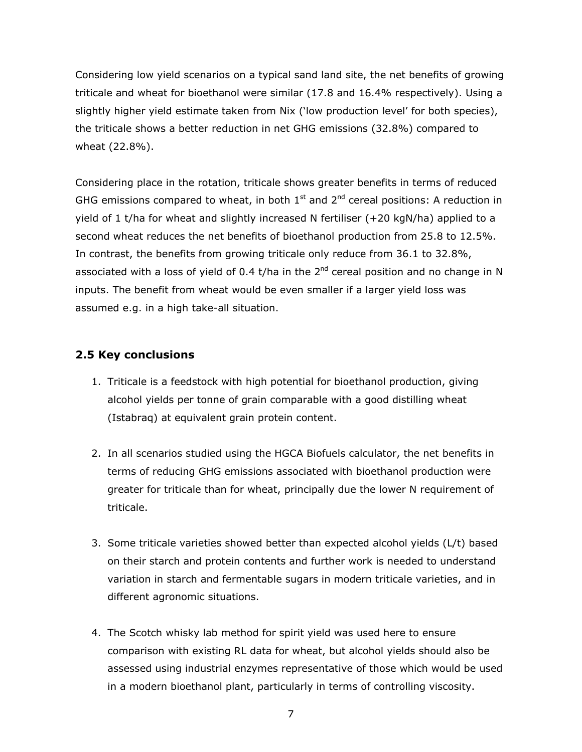Considering low yield scenarios on a typical sand land site, the net benefits of growing triticale and wheat for bioethanol were similar (17.8 and 16.4% respectively). Using a slightly higher yield estimate taken from Nix ('low production level' for both species), the triticale shows a better reduction in net GHG emissions (32.8%) compared to wheat (22.8%).

Considering place in the rotation, triticale shows greater benefits in terms of reduced GHG emissions compared to wheat, in both 1st and 2nd cereal positions: A reduction in yield of 1 t/ha for wheat and slightly increased N fertiliser (+20 kgN/ha) applied to a second wheat reduces the net benefits of bioethanol production from 25.8 to 12.5%. In contrast, the benefits from growing triticale only reduce from 36.1 to 32.8%, associated with a loss of yield of 0.4 t/ha in the 2nd cereal position and no change in N inputs. The benefit from wheat would be even smaller if a larger yield loss was assumed e.g. in a high take-all situation.

## 2.5 Key conclusions

1. Triticale is a feedstock with high potential for bioethanol production, giving alcohol yields per tonne of grain comparable with a good distilling wheat (Istabraq) at equivalent grain protein content.

2. In all scenarios studied using the HGCA Biofuels calculator, the net benefits in terms of reducing GHG emissions associated with bioethanol production were greater for triticale than for wheat, principally due the lower N requirement of triticale.

3. Some triticale varieties showed better than expected alcohol yields (L/t) based on their starch and protein contents and further work is needed to understand variation in starch and fermentable sugars in modern triticale varieties, and in different agronomic situations.

4. The Scotch whisky lab method for spirit yield was used here to ensure comparison with existing RL data for wheat, but alcohol yields should also be assessed using industrial enzymes representative of those which would be used in a modern bioethanol plant, particularly in terms of controlling viscosity.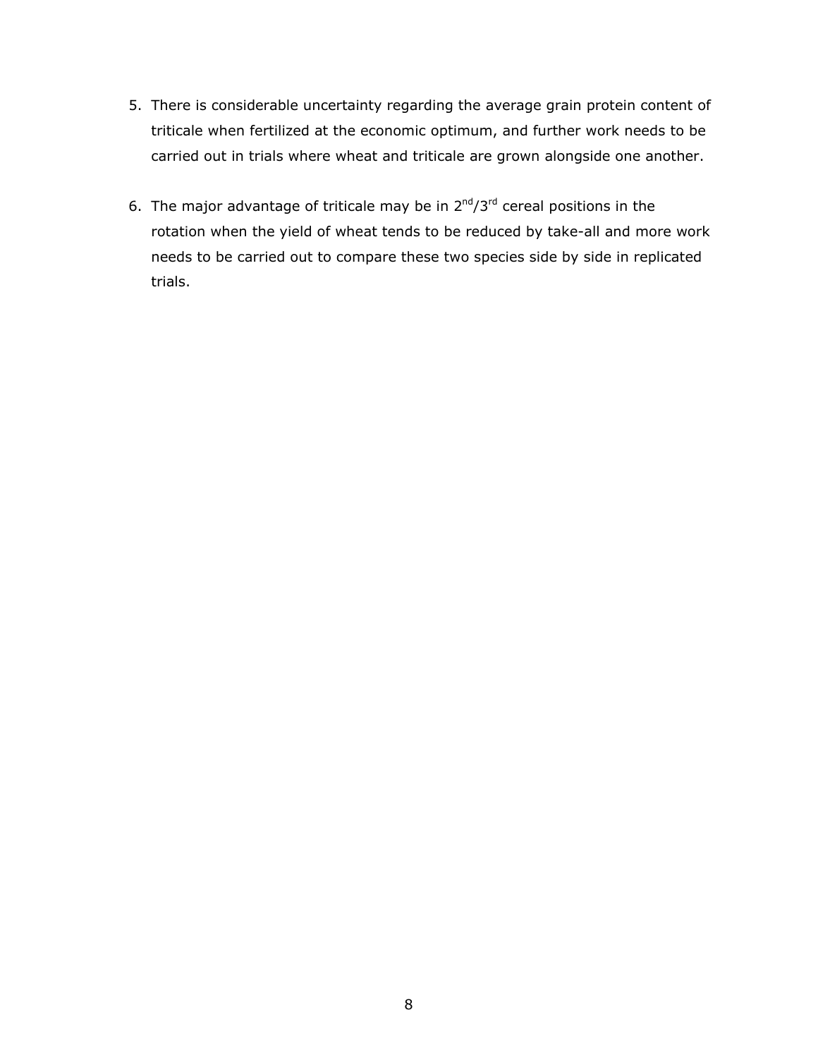5. There is considerable uncertainty regarding the average grain protein content of triticale when fertilized at the economic optimum, and further work needs to be carried out in trials where wheat and triticale are grown alongside one another.

6. The major advantage of triticale may be in $2^{nd}$/$3^{rd}$ cereal positions in the rotation when the yield of wheat tends to be reduced by take-all and more work needs to be carried out to compare these two species side by side in replicated trials.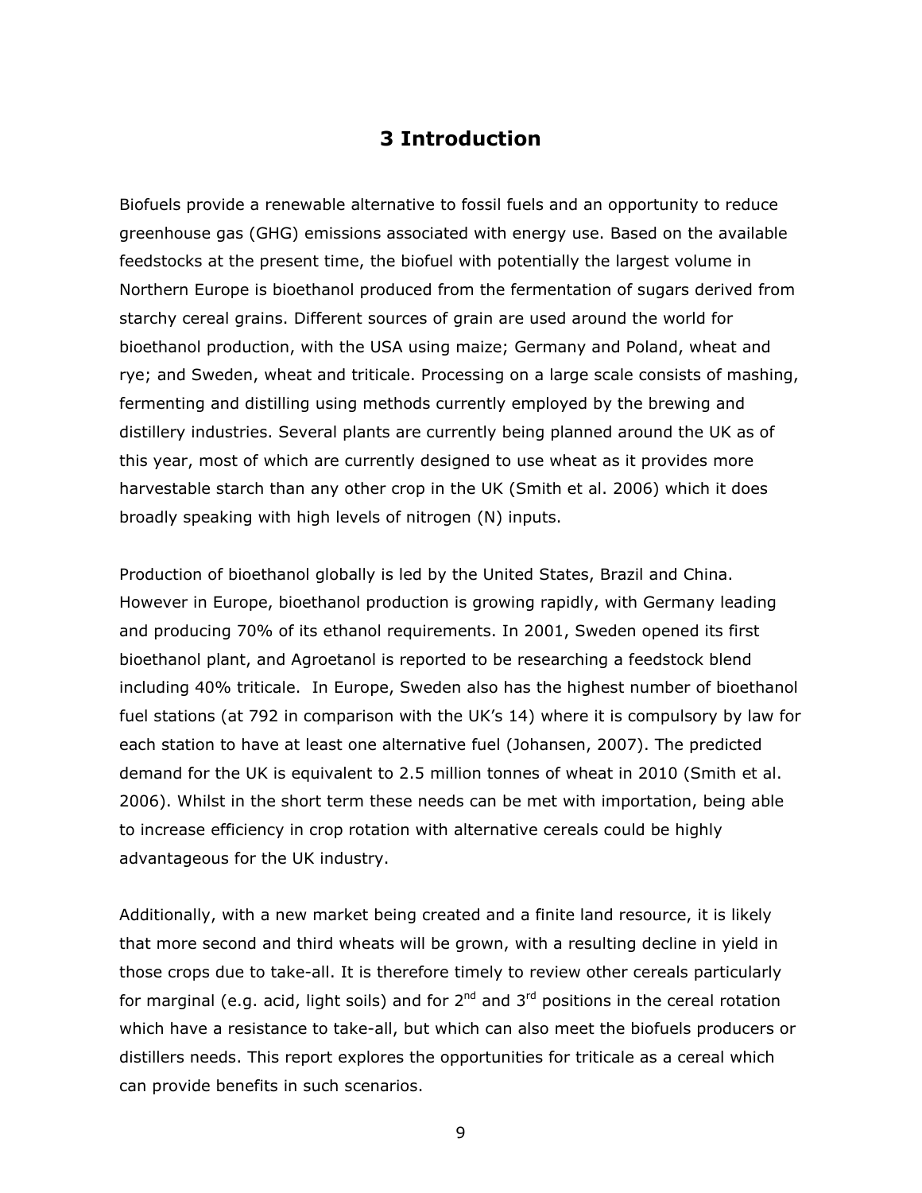# 3 Introduction

Biofuels provide a renewable alternative to fossil fuels and an opportunity to reduce greenhouse gas (GHG) emissions associated with energy use. Based on the available feedstocks at the present time, the biofuel with potentially the largest volume in Northern Europe is bioethanol produced from the fermentation of sugars derived from starchy cereal grains. Different sources of grain are used around the world for bioethanol production, with the USA using maize; Germany and Poland, wheat and rye; and Sweden, wheat and triticale. Processing on a large scale consists of mashing, fermenting and distilling using methods currently employed by the brewing and distillery industries. Several plants are currently being planned around the UK as of this year, most of which are currently designed to use wheat as it provides more harvestable starch than any other crop in the UK (Smith et al. 2006) which it does broadly speaking with high levels of nitrogen (N) inputs.

Production of bioethanol globally is led by the United States, Brazil and China. However in Europe, bioethanol production is growing rapidly, with Germany leading and producing 70% of its ethanol requirements. In 2001, Sweden opened its first bioethanol plant, and Agroetanol is reported to be researching a feedstock blend including 40% triticale. In Europe, Sweden also has the highest number of bioethanol fuel stations (at 792 in comparison with the UK's 14) where it is compulsory by law for each station to have at least one alternative fuel (Johansen, 2007). The predicted demand for the UK is equivalent to 2.5 million tonnes of wheat in 2010 (Smith et al. 2006). Whilst in the short term these needs can be met with importation, being able to increase efficiency in crop rotation with alternative cereals could be highly advantageous for the UK industry.

Additionally, with a new market being created and a finite land resource, it is likely that more second and third wheats will be grown, with a resulting decline in yield in those crops due to take-all. It is therefore timely to review other cereals particularly for marginal (e.g. acid, light soils) and for 2nd and 3rd positions in the cereal rotation which have a resistance to take-all, but which can also meet the biofuels producers or distillers needs. This report explores the opportunities for triticale as a cereal which can provide benefits in such scenarios.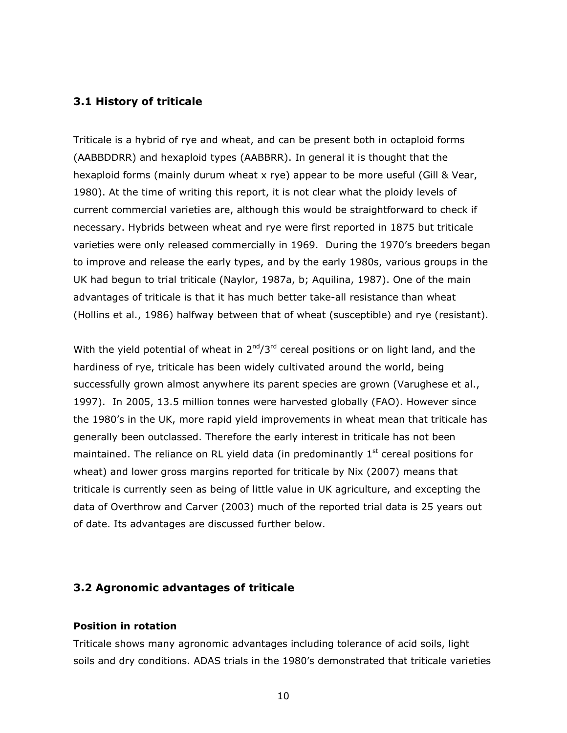## 3.1 History of triticale

Triticale is a hybrid of rye and wheat, and can be present both in octaploid forms (AABBDDRR) and hexaploid types (AABBRR). In general it is thought that the hexaploid forms (mainly durum wheat x rye) appear to be more useful (Gill & Vear, 1980). At the time of writing this report, it is not clear what the ploidy levels of current commercial varieties are, although this would be straightforward to check if necessary. Hybrids between wheat and rye were first reported in 1875 but triticale varieties were only released commercially in 1969. During the 1970's breeders began to improve and release the early types, and by the early 1980s, various groups in the UK had begun to trial triticale (Naylor, 1987a, b; Aquilina, 1987). One of the main advantages of triticale is that it has much better take-all resistance than wheat (Hollins et al., 1986) halfway between that of wheat (susceptible) and rye (resistant).

With the yield potential of wheat in 2nd/3rd cereal positions or on light land, and the hardiness of rye, triticale has been widely cultivated around the world, being successfully grown almost anywhere its parent species are grown (Varughese et al., 1997). In 2005, 13.5 million tonnes were harvested globally (FAO). However since the 1980's in the UK, more rapid yield improvements in wheat mean that triticale has generally been outclassed. Therefore the early interest in triticale has not been maintained. The reliance on RL yield data (in predominantly 1st cereal positions for wheat) and lower gross margins reported for triticale by Nix (2007) means that triticale is currently seen as being of little value in UK agriculture, and excepting the data of Overthrow and Carver (2003) much of the reported trial data is 25 years out of date. Its advantages are discussed further below.

## 3.2 Agronomic advantages of triticale

### Position in rotation

Triticale shows many agronomic advantages including tolerance of acid soils, light soils and dry conditions. ADAS trials in the 1980's demonstrated that triticale varieties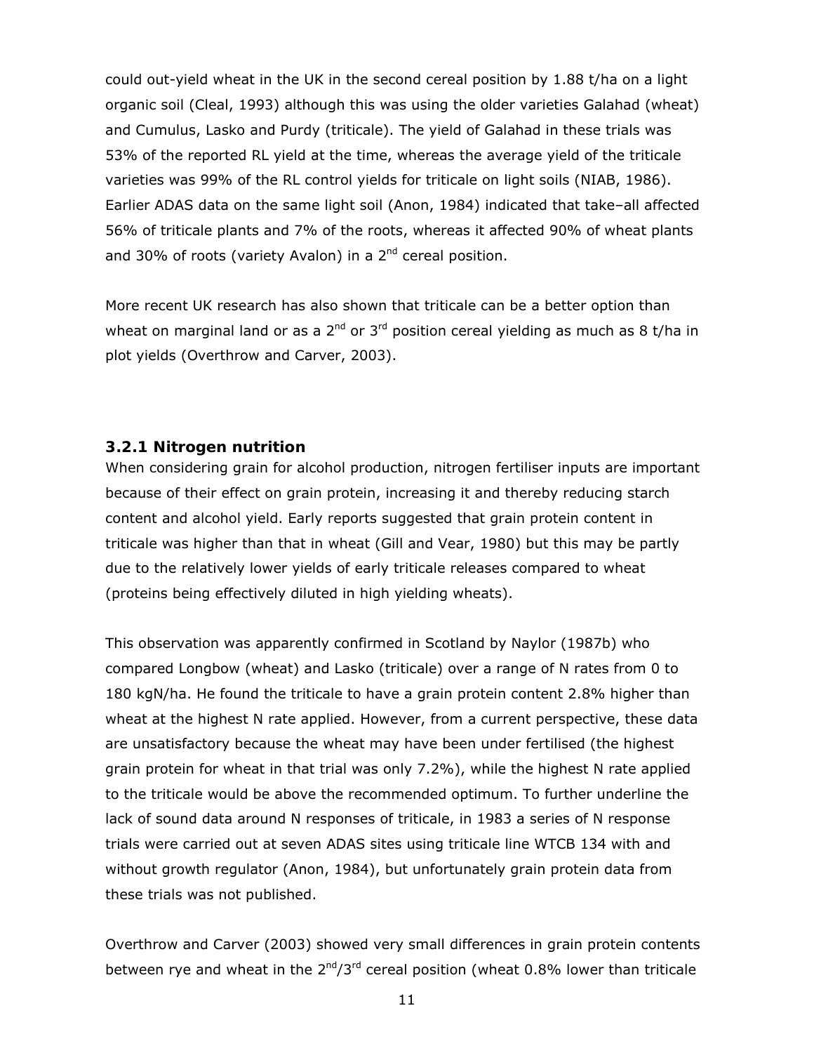could out-yield wheat in the UK in the second cereal position by 1.88 t/ha on a light organic soil (Cleal, 1993) although this was using the older varieties Galahad (wheat) and Cumulus, Lasko and Purdy (triticale). The yield of Galahad in these trials was 53% of the reported RL yield at the time, whereas the average yield of the triticale varieties was 99% of the RL control yields for triticale on light soils (NIAB, 1986). Earlier ADAS data on the same light soil (Anon, 1984) indicated that take–all affected 56% of triticale plants and 7% of the roots, whereas it affected 90% of wheat plants and 30% of roots (variety Avalon) in a 2nd cereal position.

More recent UK research has also shown that triticale can be a better option than wheat on marginal land or as a 2nd or 3rd position cereal yielding as much as 8 t/ha in plot yields (Overthrow and Carver, 2003).

### 3.2.1 Nitrogen nutrition

When considering grain for alcohol production, nitrogen fertiliser inputs are important because of their effect on grain protein, increasing it and thereby reducing starch content and alcohol yield. Early reports suggested that grain protein content in triticale was higher than that in wheat (Gill and Vear, 1980) but this may be partly due to the relatively lower yields of early triticale releases compared to wheat (proteins being effectively diluted in high yielding wheats).

This observation was apparently confirmed in Scotland by Naylor (1987b) who compared Longbow (wheat) and Lasko (triticale) over a range of N rates from 0 to 180 kgN/ha. He found the triticale to have a grain protein content 2.8% higher than wheat at the highest N rate applied. However, from a current perspective, these data are unsatisfactory because the wheat may have been under fertilised (the highest grain protein for wheat in that trial was only 7.2%), while the highest N rate applied to the triticale would be above the recommended optimum. To further underline the lack of sound data around N responses of triticale, in 1983 a series of N response trials were carried out at seven ADAS sites using triticale line WTCB 134 with and without growth regulator (Anon, 1984), but unfortunately grain protein data from these trials was not published.

Overthrow and Carver (2003) showed very small differences in grain protein contents between rye and wheat in the 2nd/3rd cereal position (wheat 0.8% lower than triticale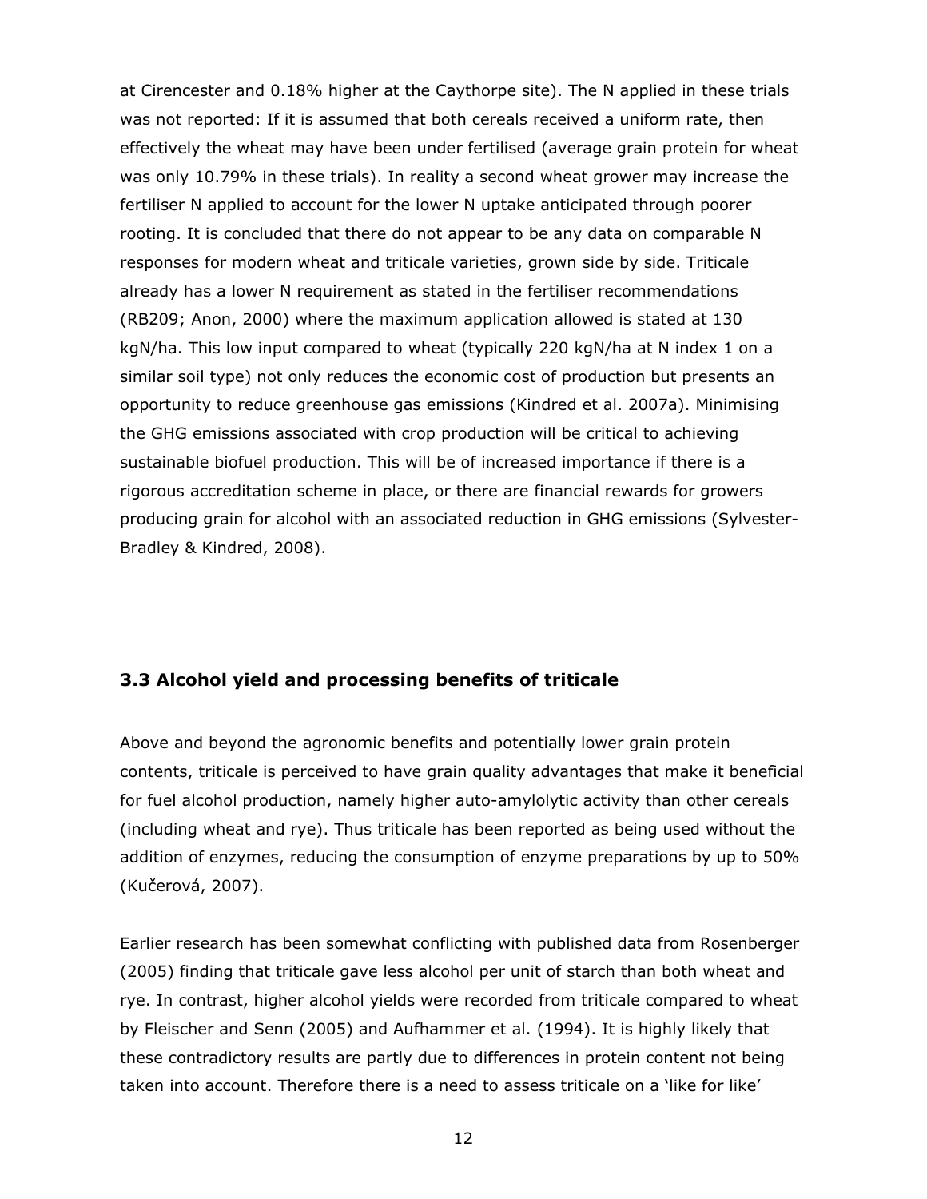at Cirencester and 0.18% higher at the Caythorpe site). The N applied in these trials was not reported: If it is assumed that both cereals received a uniform rate, then effectively the wheat may have been under fertilised (average grain protein for wheat was only 10.79% in these trials). In reality a second wheat grower may increase the fertiliser N applied to account for the lower N uptake anticipated through poorer rooting. It is concluded that there do not appear to be any data on comparable N responses for modern wheat and triticale varieties, grown side by side. Triticale already has a lower N requirement as stated in the fertiliser recommendations (RB209; Anon, 2000) where the maximum application allowed is stated at 130 kgN/ha. This low input compared to wheat (typically 220 kgN/ha at N index 1 on a similar soil type) not only reduces the economic cost of production but presents an opportunity to reduce greenhouse gas emissions (Kindred et al. 2007a). Minimising the GHG emissions associated with crop production will be critical to achieving sustainable biofuel production. This will be of increased importance if there is a rigorous accreditation scheme in place, or there are financial rewards for growers producing grain for alcohol with an associated reduction in GHG emissions (Sylvester-Bradley & Kindred, 2008).

### 3.3 Alcohol yield and processing benefits of triticale

Above and beyond the agronomic benefits and potentially lower grain protein contents, triticale is perceived to have grain quality advantages that make it beneficial for fuel alcohol production, namely higher auto-amylolytic activity than other cereals (including wheat and rye). Thus triticale has been reported as being used without the addition of enzymes, reducing the consumption of enzyme preparations by up to 50% (Kučerová, 2007).

Earlier research has been somewhat conflicting with published data from Rosenberger (2005) finding that triticale gave less alcohol per unit of starch than both wheat and rye. In contrast, higher alcohol yields were recorded from triticale compared to wheat by Fleischer and Senn (2005) and Aufhammer et al. (1994). It is highly likely that these contradictory results are partly due to differences in protein content not being taken into account. Therefore there is a need to assess triticale on a 'like for like'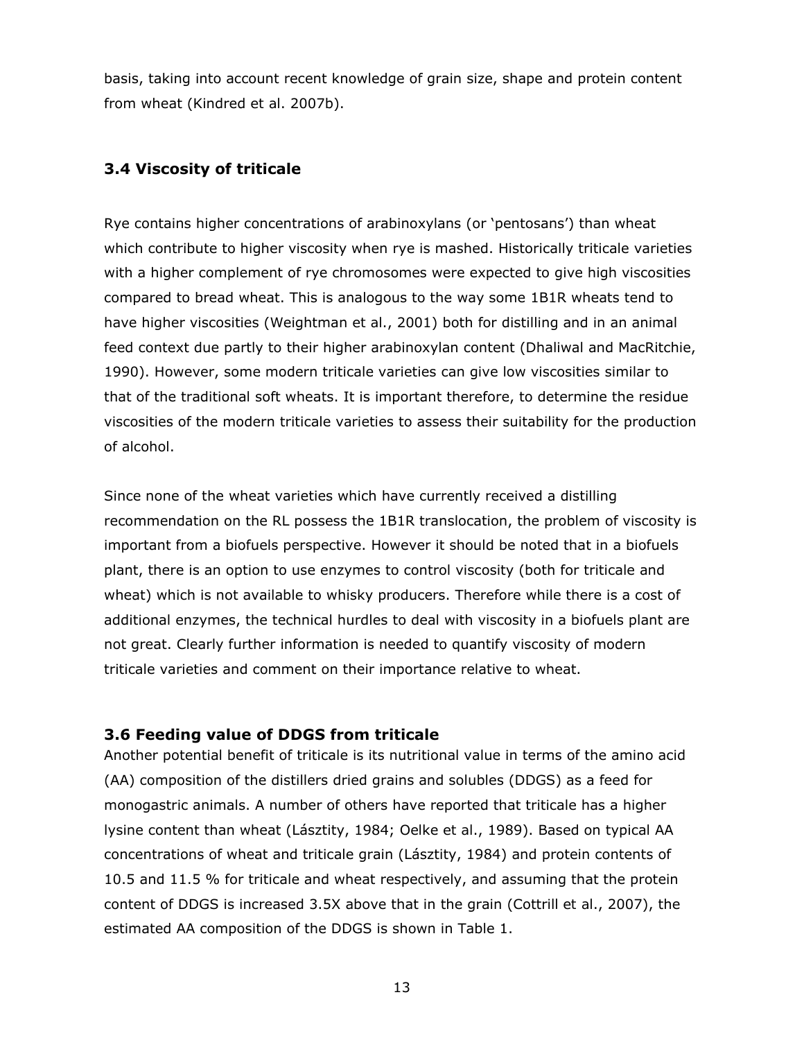basis, taking into account recent knowledge of grain size, shape and protein content from wheat (Kindred et al. 2007b).

### 3.4 Viscosity of triticale

Rye contains higher concentrations of arabinoxylans (or 'pentosans') than wheat which contribute to higher viscosity when rye is mashed. Historically triticale varieties with a higher complement of rye chromosomes were expected to give high viscosities compared to bread wheat. This is analogous to the way some 1B1R wheats tend to have higher viscosities (Weightman et al., 2001) both for distilling and in an animal feed context due partly to their higher arabinoxylan content (Dhaliwal and MacRitchie, 1990). However, some modern triticale varieties can give low viscosities similar to that of the traditional soft wheats. It is important therefore, to determine the residue viscosities of the modern triticale varieties to assess their suitability for the production of alcohol.

Since none of the wheat varieties which have currently received a distilling recommendation on the RL possess the 1B1R translocation, the problem of viscosity is important from a biofuels perspective. However it should be noted that in a biofuels plant, there is an option to use enzymes to control viscosity (both for triticale and wheat) which is not available to whisky producers. Therefore while there is a cost of additional enzymes, the technical hurdles to deal with viscosity in a biofuels plant are not great. Clearly further information is needed to quantify viscosity of modern triticale varieties and comment on their importance relative to wheat.

### 3.6 Feeding value of DDGS from triticale

Another potential benefit of triticale is its nutritional value in terms of the amino acid (AA) composition of the distillers dried grains and solubles (DDGS) as a feed for monogastric animals. A number of others have reported that triticale has a higher lysine content than wheat (Lásztity, 1984; Oelke et al., 1989). Based on typical AA concentrations of wheat and triticale grain (Lásztity, 1984) and protein contents of 10.5 and 11.5 % for triticale and wheat respectively, and assuming that the protein content of DDGS is increased 3.5X above that in the grain (Cottrill et al., 2007), the estimated AA composition of the DDGS is shown in Table 1.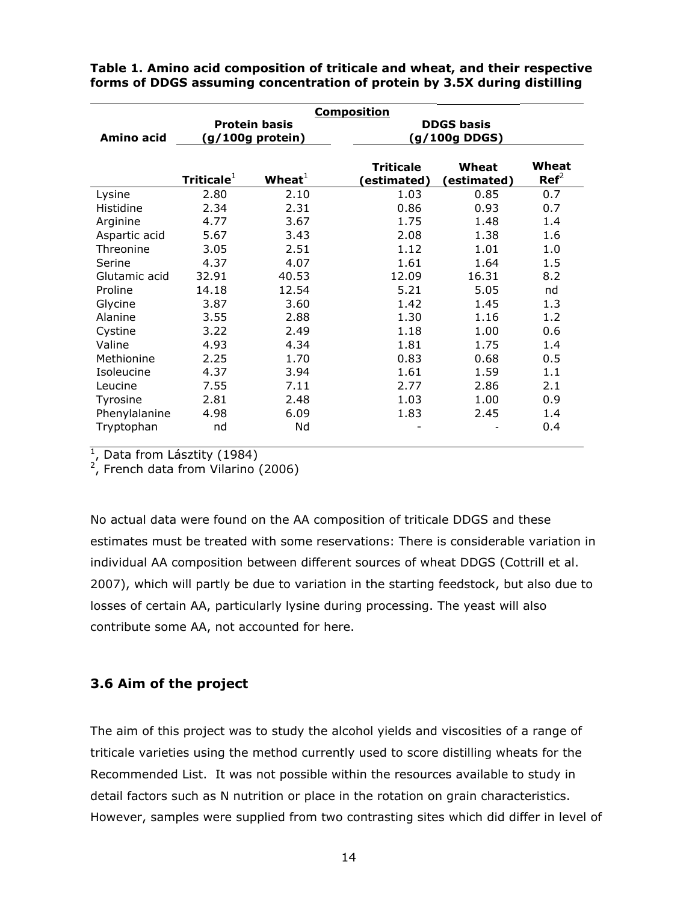**Table 1. Amino acid composition of triticale and wheat, and their respective forms of DDGS assuming concentration of protein by 3.5X during distilling**

| Amino acid | Protein basis (g/100g protein) | | DDGS basis (g/100g DDGS) | | |
|---|---|---|---|---|---|
| | Triticale[1] | Wheat[1] | Triticale (estimated) | Wheat (estimated) | Wheat Ref[2] |
| Lysine | 2.80 | 2.10 | 1.03 | 0.85 | 0.7 |
| Histidine | 2.34 | 2.31 | 0.86 | 0.93 | 0.7 |
| Arginine | 4.77 | 3.67 | 1.75 | 1.48 | 1.4 |
| Aspartic acid | 5.67 | 3.43 | 2.08 | 1.38 | 1.6 |
| Threonine | 3.05 | 2.51 | 1.12 | 1.01 | 1.0 |
| Serine | 4.37 | 4.07 | 1.61 | 1.64 | 1.5 |
| Glutamic acid | 32.91 | 40.53 | 12.09 | 16.31 | 8.2 |
| Proline | 14.18 | 12.54 | 5.21 | 5.05 | nd |
| Glycine | 3.87 | 3.60 | 1.42 | 1.45 | 1.3 |
| Alanine | 3.55 | 2.88 | 1.30 | 1.16 | 1.2 |
| Cystine | 3.22 | 2.49 | 1.18 | 1.00 | 0.6 |
| Valine | 4.93 | 4.34 | 1.81 | 1.75 | 1.4 |
| Methionine | 2.25 | 1.70 | 0.83 | 0.68 | 0.5 |
| Isoleucine | 4.37 | 3.94 | 1.61 | 1.59 | 1.1 |
| Leucine | 7.55 | 7.11 | 2.77 | 2.86 | 2.1 |
| Tyrosine | 2.81 | 2.48 | 1.03 | 1.00 | 0.9 |
| Phenylalanine | 4.98 | 6.09 | 1.83 | 2.45 | 1.4 |
| Tryptophan | nd | Nd | - | - | 0.4 |

[1], Data from Lásztity (1984)
[2], French data from Vilarino (2006)

No actual data were found on the AA composition of triticale DDGS and these estimates must be treated with some reservations: There is considerable variation in individual AA composition between different sources of wheat DDGS (Cottrill et al. 2007), which will partly be due to variation in the starting feedstock, but also due to losses of certain AA, particularly lysine during processing. The yeast will also contribute some AA, not accounted for here.

### 3.6 Aim of the project

The aim of this project was to study the alcohol yields and viscosities of a range of triticale varieties using the method currently used to score distilling wheats for the Recommended List. It was not possible within the resources available to study in detail factors such as N nutrition or place in the rotation on grain characteristics. However, samples were supplied from two contrasting sites which did differ in level of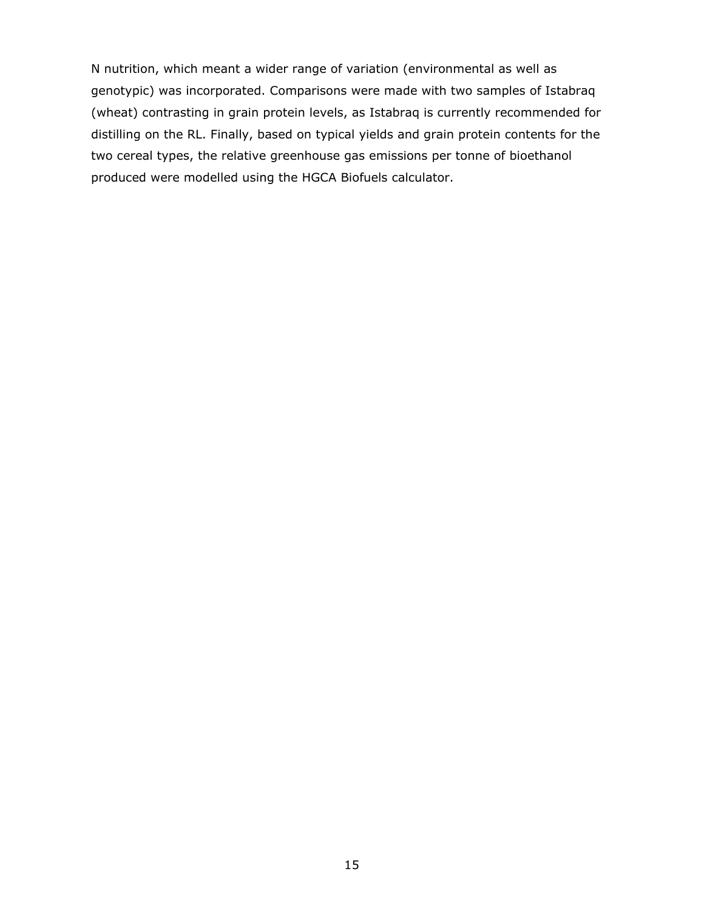N nutrition, which meant a wider range of variation (environmental as well as genotypic) was incorporated. Comparisons were made with two samples of Istabraq (wheat) contrasting in grain protein levels, as Istabraq is currently recommended for distilling on the RL. Finally, based on typical yields and grain protein contents for the two cereal types, the relative greenhouse gas emissions per tonne of bioethanol produced were modelled using the HGCA Biofuels calculator.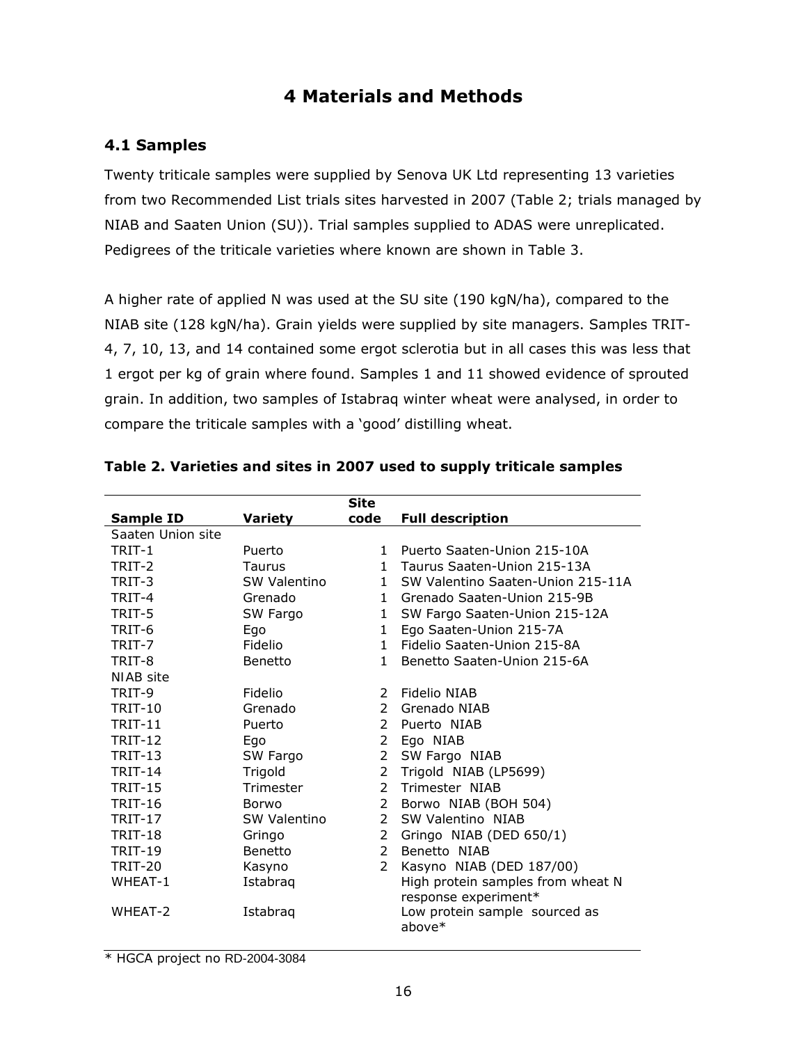# 4 Materials and Methods

## 4.1 Samples

Twenty triticale samples were supplied by Senova UK Ltd representing 13 varieties from two Recommended List trials sites harvested in 2007 (Table 2; trials managed by NIAB and Saaten Union (SU)). Trial samples supplied to ADAS were unreplicated. Pedigrees of the triticale varieties where known are shown in Table 3.

A higher rate of applied N was used at the SU site (190 kgN/ha), compared to the NIAB site (128 kgN/ha). Grain yields were supplied by site managers. Samples TRIT-4, 7, 10, 13, and 14 contained some ergot sclerotia but in all cases this was less that 1 ergot per kg of grain where found. Samples 1 and 11 showed evidence of sprouted grain. In addition, two samples of Istabraq winter wheat were analysed, in order to compare the triticale samples with a 'good' distilling wheat.

**Table 2. Varieties and sites in 2007 used to supply triticale samples**

| Sample ID | Variety | Site code | Full description |
|---|---|---|---|
| Saaten Union site | | | |
| TRIT-1 | Puerto | 1 | Puerto Saaten-Union 215-10A |
| TRIT-2 | Taurus | 1 | Taurus Saaten-Union 215-13A |
| TRIT-3 | SW Valentino | 1 | SW Valentino Saaten-Union 215-11A |
| TRIT-4 | Grenado | 1 | Grenado Saaten-Union 215-9B |
| TRIT-5 | SW Fargo | 1 | SW Fargo Saaten-Union 215-12A |
| TRIT-6 | Ego | 1 | Ego Saaten-Union 215-7A |
| TRIT-7 | Fidelio | 1 | Fidelio Saaten-Union 215-8A |
| TRIT-8 | Benetto | 1 | Benetto Saaten-Union 215-6A |
| NIAB site | | | |
| TRIT-9 | Fidelio | 2 | Fidelio NIAB |
| TRIT-10 | Grenado | 2 | Grenado NIAB |
| TRIT-11 | Puerto | 2 | Puerto NIAB |
| TRIT-12 | Ego | 2 | Ego NIAB |
| TRIT-13 | SW Fargo | 2 | SW Fargo NIAB |
| TRIT-14 | Trigold | 2 | Trigold NIAB (LP5699) |
| TRIT-15 | Trimester | 2 | Trimester NIAB |
| TRIT-16 | Borwo | 2 | Borwo NIAB (BOH 504) |
| TRIT-17 | SW Valentino | 2 | SW Valentino NIAB |
| TRIT-18 | Gringo | 2 | Gringo NIAB (DED 650/1) |
| TRIT-19 | Benetto | 2 | Benetto NIAB |
| TRIT-20 | Kasyno | 2 | Kasyno NIAB (DED 187/00) |
| WHEAT-1 | Istabraq | | High protein samples from wheat N response experiment* |
| WHEAT-2 | Istabraq | | Low protein sample sourced as above* |

* HGCA project no RD-2004-3084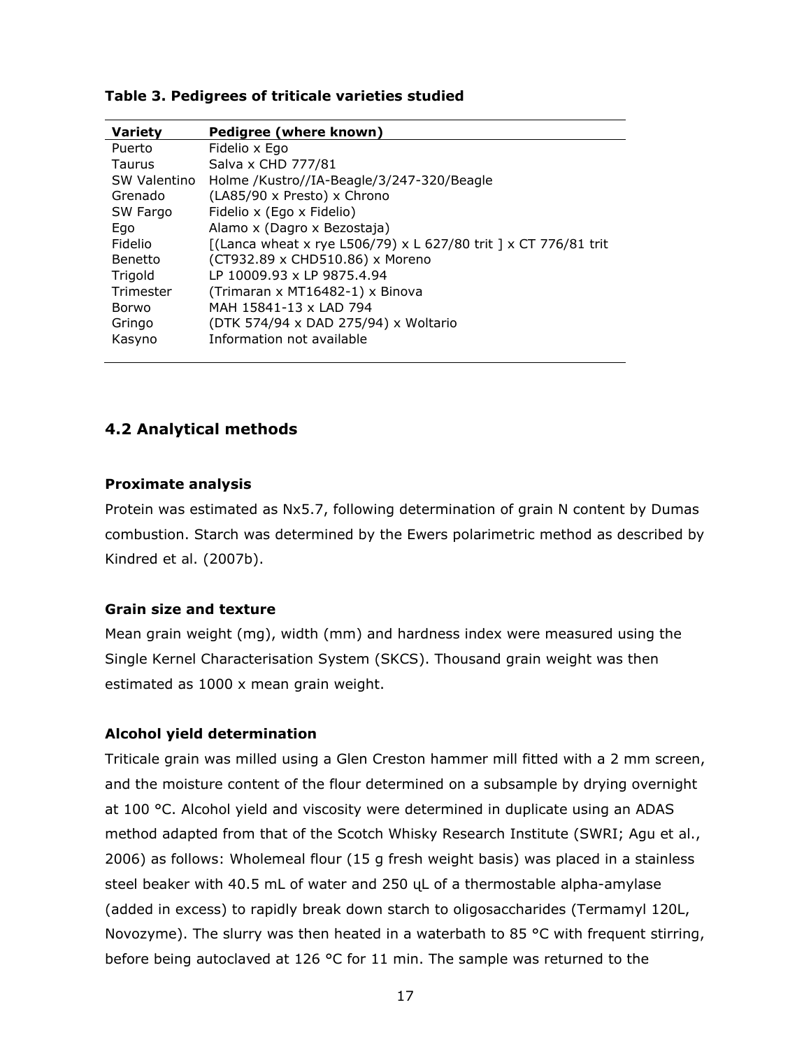**Table 3. Pedigrees of triticale varieties studied**

| Variety | Pedigree (where known) |
|---|---|
| Puerto | Fidelio x Ego |
| Taurus | Salva x CHD 777/81 |
| SW Valentino | Holme /Kustro//IA-Beagle/3/247-320/Beagle |
| Grenado | (LA85/90 x Presto) x Chrono |
| SW Fargo | Fidelio x (Ego x Fidelio) |
| Ego | Alamo x (Dagro x Bezostaja) |
| Fidelio | [(Lanca wheat x rye L506/79) x L 627/80 trit ] x CT 776/81 trit |
| Benetto | (CT932.89 x CHD510.86) x Moreno |
| Trigold | LP 10009.93 x LP 9875.4.94 |
| Trimester | (Trimaran x MT16482-1) x Binova |
| Borwo | MAH 15841-13 x LAD 794 |
| Gringo | (DTK 574/94 x DAD 275/94) x Woltario |
| Kasyno | Information not available |

## 4.2 Analytical methods

### Proximate analysis

Protein was estimated as Nx5.7, following determination of grain N content by Dumas combustion. Starch was determined by the Ewers polarimetric method as described by Kindred et al. (2007b).

### Grain size and texture

Mean grain weight (mg), width (mm) and hardness index were measured using the Single Kernel Characterisation System (SKCS). Thousand grain weight was then estimated as 1000 x mean grain weight.

### Alcohol yield determination

Triticale grain was milled using a Glen Creston hammer mill fitted with a 2 mm screen, and the moisture content of the flour determined on a subsample by drying overnight at 100 °C. Alcohol yield and viscosity were determined in duplicate using an ADAS method adapted from that of the Scotch Whisky Research Institute (SWRI; Agu et al., 2006) as follows: Wholemeal flour (15 g fresh weight basis) was placed in a stainless steel beaker with 40.5 mL of water and 250 μL of a thermostable alpha-amylase (added in excess) to rapidly break down starch to oligosaccharides (Termamyl 120L, Novozyme). The slurry was then heated in a waterbath to 85 °C with frequent stirring, before being autoclaved at 126 °C for 11 min. The sample was returned to the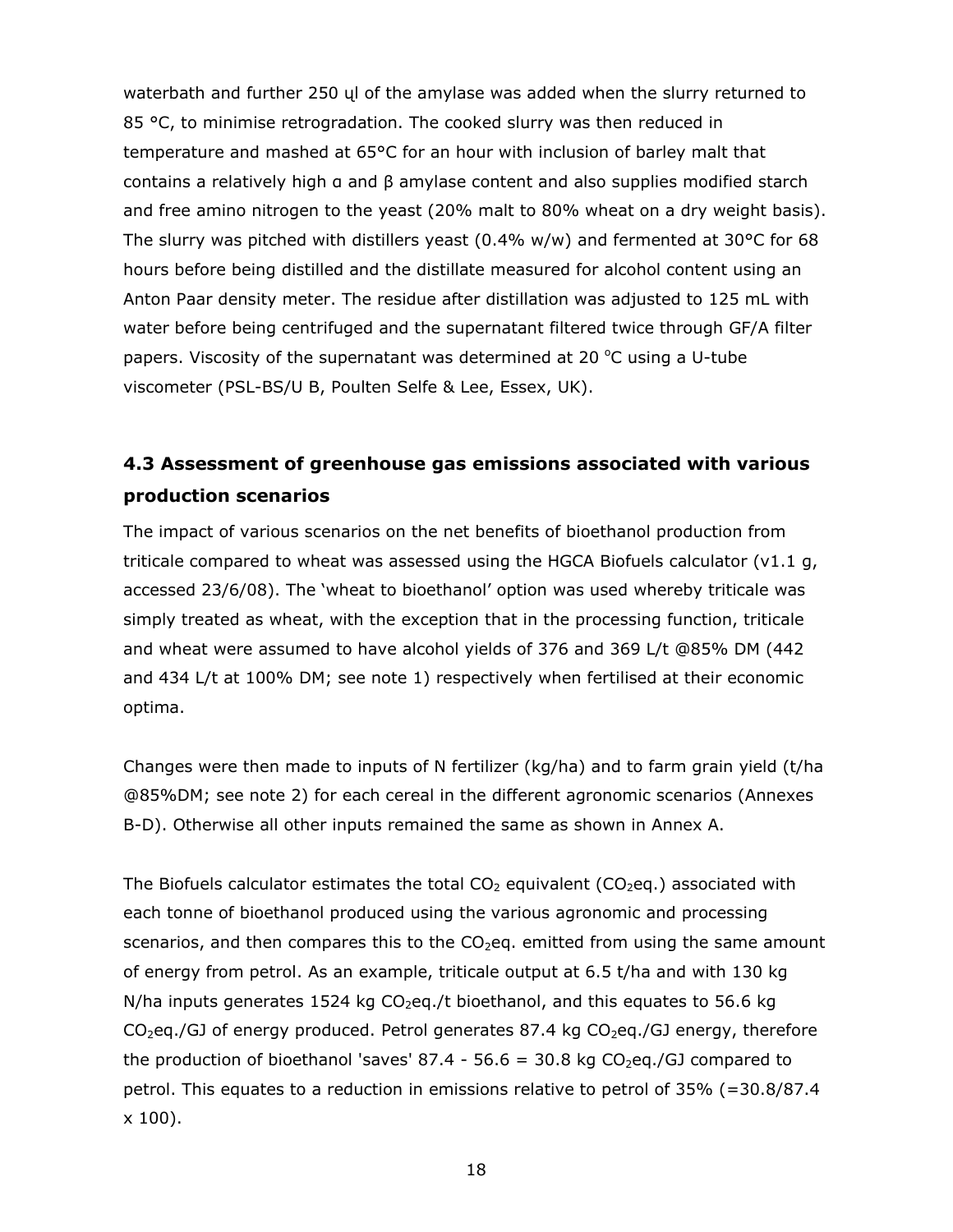waterbath and further 250 ųl of the amylase was added when the slurry returned to 85 °C, to minimise retrogradation. The cooked slurry was then reduced in temperature and mashed at 65°C for an hour with inclusion of barley malt that contains a relatively high α and β amylase content and also supplies modified starch and free amino nitrogen to the yeast (20% malt to 80% wheat on a dry weight basis). The slurry was pitched with distillers yeast (0.4% w/w) and fermented at 30°C for 68 hours before being distilled and the distillate measured for alcohol content using an Anton Paar density meter. The residue after distillation was adjusted to 125 mL with water before being centrifuged and the supernatant filtered twice through GF/A filter papers. Viscosity of the supernatant was determined at 20 °C using a U-tube viscometer (PSL-BS/U B, Poulten Selfe & Lee, Essex, UK).

## 4.3 Assessment of greenhouse gas emissions associated with various production scenarios

The impact of various scenarios on the net benefits of bioethanol production from triticale compared to wheat was assessed using the HGCA Biofuels calculator (v1.1 g, accessed 23/6/08). The 'wheat to bioethanol' option was used whereby triticale was simply treated as wheat, with the exception that in the processing function, triticale and wheat were assumed to have alcohol yields of 376 and 369 L/t @85% DM (442 and 434 L/t at 100% DM; see note 1) respectively when fertilised at their economic optima.

Changes were then made to inputs of N fertilizer (kg/ha) and to farm grain yield (t/ha @85%DM; see note 2) for each cereal in the different agronomic scenarios (Annexes B-D). Otherwise all other inputs remained the same as shown in Annex A.

The Biofuels calculator estimates the total $CO_2$ equivalent ($CO_2$eq.) associated with each tonne of bioethanol produced using the various agronomic and processing scenarios, and then compares this to the $CO_2$eq. emitted from using the same amount of energy from petrol. As an example, triticale output at 6.5 t/ha and with 130 kg N/ha inputs generates 1524 kg $CO_2$eq./t bioethanol, and this equates to 56.6 kg $CO_2$eq./GJ of energy produced. Petrol generates 87.4 kg $CO_2$eq./GJ energy, therefore the production of bioethanol 'saves' 87.4 - 56.6 = 30.8 kg $CO_2$eq./GJ compared to petrol. This equates to a reduction in emissions relative to petrol of 35% (=30.8/87.4 x 100).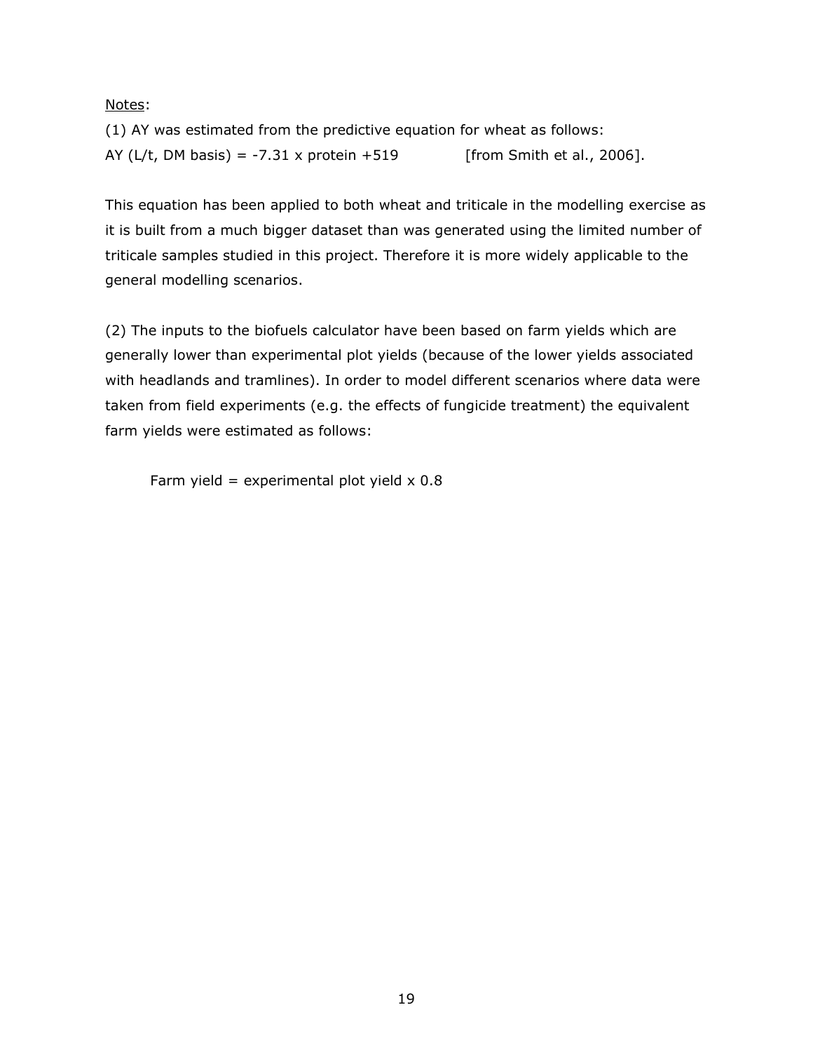<u>Notes</u>:

(1) AY was estimated from the predictive equation for wheat as follows:

AY (L/t, DM basis) = -7.31 x protein +519 [from Smith et al., 2006].

This equation has been applied to both wheat and triticale in the modelling exercise as it is built from a much bigger dataset than was generated using the limited number of triticale samples studied in this project. Therefore it is more widely applicable to the general modelling scenarios.

(2) The inputs to the biofuels calculator have been based on farm yields which are generally lower than experimental plot yields (because of the lower yields associated with headlands and tramlines). In order to model different scenarios where data were taken from field experiments (e.g. the effects of fungicide treatment) the equivalent farm yields were estimated as follows:

Farm yield = experimental plot yield x 0.8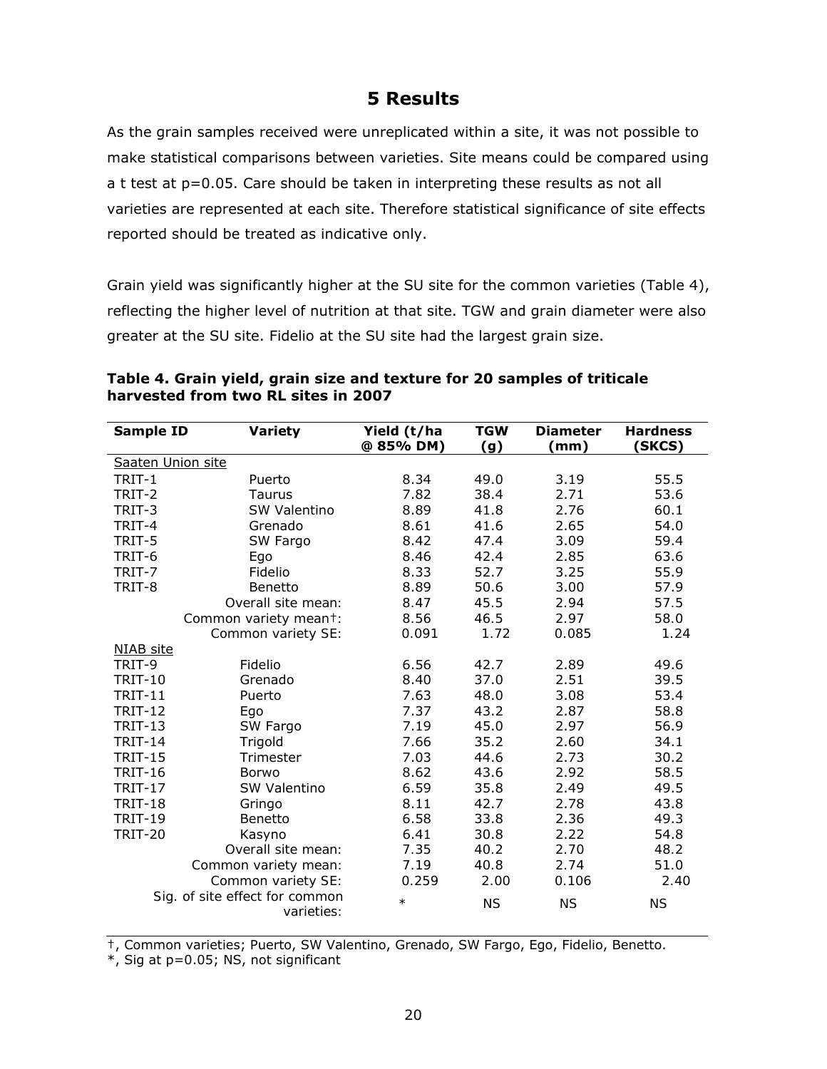# 5 Results

As the grain samples received were unreplicated within a site, it was not possible to make statistical comparisons between varieties. Site means could be compared using a t test at p=0.05. Care should be taken in interpreting these results as not all varieties are represented at each site. Therefore statistical significance of site effects reported should be treated as indicative only.

Grain yield was significantly higher at the SU site for the common varieties (Table 4), reflecting the higher level of nutrition at that site. TGW and grain diameter were also greater at the SU site. Fidelio at the SU site had the largest grain size.

**Table 4. Grain yield, grain size and texture for 20 samples of triticale harvested from two RL sites in 2007**

| Sample ID | Variety | Yield (t/ha @ 85% DM) | TGW (g) | Diameter (mm) | Hardness (SKCS) |
|---|---|---|---|---|---|
| Saaten Union site | | | | | |
| TRIT-1 | Puerto | 8.34 | 49.0 | 3.19 | 55.5 |
| TRIT-2 | Taurus | 7.82 | 38.4 | 2.71 | 53.6 |
| TRIT-3 | SW Valentino | 8.89 | 41.8 | 2.76 | 60.1 |
| TRIT-4 | Grenado | 8.61 | 41.6 | 2.65 | 54.0 |
| TRIT-5 | SW Fargo | 8.42 | 47.4 | 3.09 | 59.4 |
| TRIT-6 | Ego | 8.46 | 42.4 | 2.85 | 63.6 |
| TRIT-7 | Fidelio | 8.33 | 52.7 | 3.25 | 55.9 |
| TRIT-8 | Benetto | 8.89 | 50.6 | 3.00 | 57.9 |
| | Overall site mean: | 8.47 | 45.5 | 2.94 | 57.5 |
| | Common variety mean†: | 8.56 | 46.5 | 2.97 | 58.0 |
| | Common variety SE: | 0.091 | 1.72 | 0.085 | 1.24 |
| NIAB site | | | | | |
| TRIT-9 | Fidelio | 6.56 | 42.7 | 2.89 | 49.6 |
| TRIT-10 | Grenado | 8.40 | 37.0 | 2.51 | 39.5 |
| TRIT-11 | Puerto | 7.63 | 48.0 | 3.08 | 53.4 |
| TRIT-12 | Ego | 7.37 | 43.2 | 2.87 | 58.8 |
| TRIT-13 | SW Fargo | 7.19 | 45.0 | 2.97 | 56.9 |
| TRIT-14 | Trigold | 7.66 | 35.2 | 2.60 | 34.1 |
| TRIT-15 | Trimester | 7.03 | 44.6 | 2.73 | 30.2 |
| TRIT-16 | Borwo | 8.62 | 43.6 | 2.92 | 58.5 |
| TRIT-17 | SW Valentino | 6.59 | 35.8 | 2.49 | 49.5 |
| TRIT-18 | Gringo | 8.11 | 42.7 | 2.78 | 43.8 |
| TRIT-19 | Benetto | 6.58 | 33.8 | 2.36 | 49.3 |
| TRIT-20 | Kasyno | 6.41 | 30.8 | 2.22 | 54.8 |
| | Overall site mean: | 7.35 | 40.2 | 2.70 | 48.2 |
| | Common variety mean: | 7.19 | 40.8 | 2.74 | 51.0 |
| | Common variety SE: | 0.259 | 2.00 | 0.106 | 2.40 |
| | Sig. of site effect for common varieties: | * | NS | NS | NS |

†, Common varieties; Puerto, SW Valentino, Grenado, SW Fargo, Ego, Fidelio, Benetto.
*, Sig at p=0.05; NS, not significant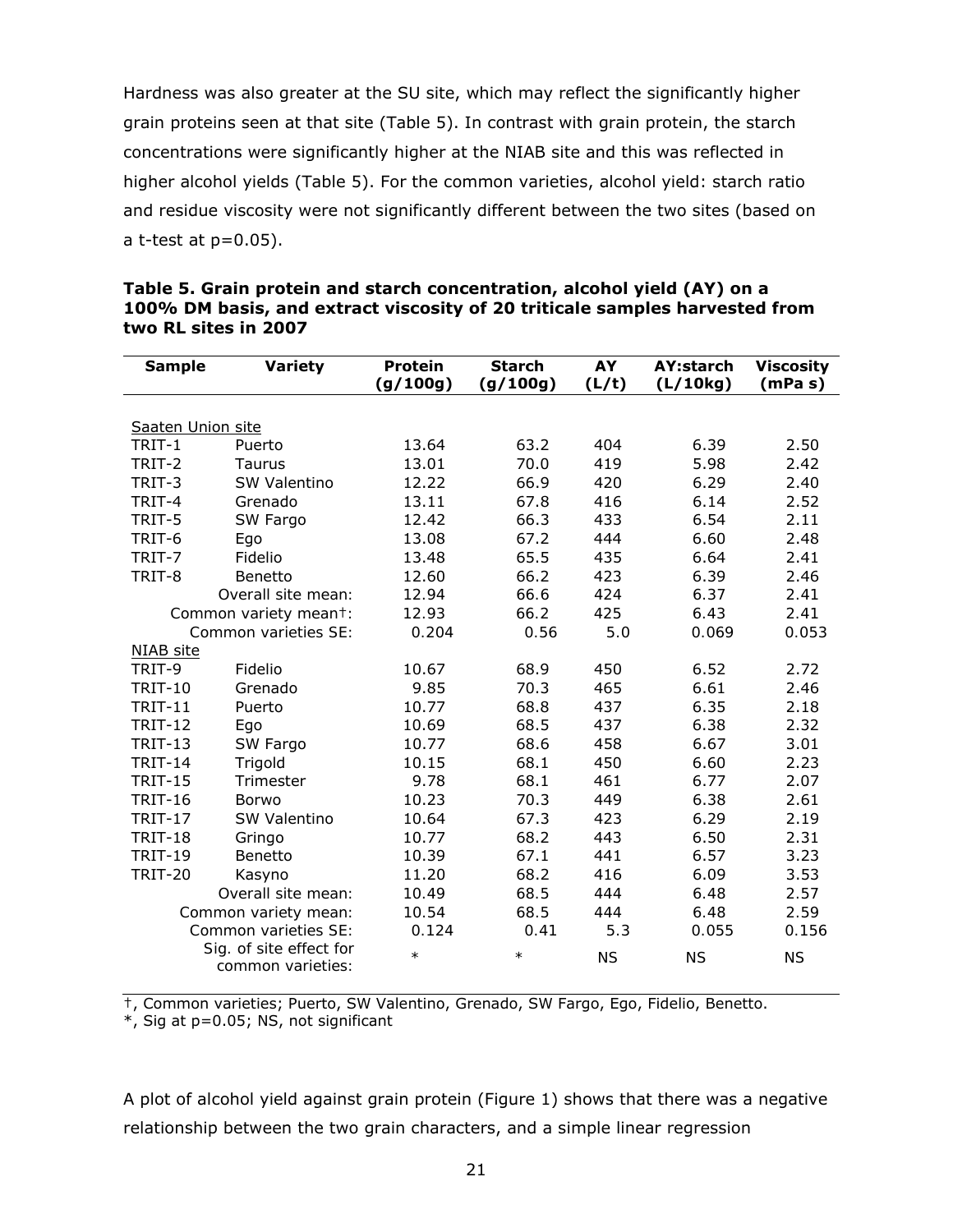Hardness was also greater at the SU site, which may reflect the significantly higher grain proteins seen at that site (Table 5). In contrast with grain protein, the starch concentrations were significantly higher at the NIAB site and this was reflected in higher alcohol yields (Table 5). For the common varieties, alcohol yield: starch ratio and residue viscosity were not significantly different between the two sites (based on a t-test at p=0.05).

**Table 5. Grain protein and starch concentration, alcohol yield (AY) on a 100% DM basis, and extract viscosity of 20 triticale samples harvested from two RL sites in 2007**

| Sample | Variety | Protein (g/100g) | Starch (g/100g) | AY (L/t) | AY:starch (L/10kg) | Viscosity (mPa s) |
|---|---|---|---|---|---|---|
| Saaten Union site | | | | | | |
| TRIT-1 | Puerto | 13.64 | 63.2 | 404 | 6.39 | 2.50 |
| TRIT-2 | Taurus | 13.01 | 70.0 | 419 | 5.98 | 2.42 |
| TRIT-3 | SW Valentino | 12.22 | 66.9 | 420 | 6.29 | 2.40 |
| TRIT-4 | Grenado | 13.11 | 67.8 | 416 | 6.14 | 2.52 |
| TRIT-5 | SW Fargo | 12.42 | 66.3 | 433 | 6.54 | 2.11 |
| TRIT-6 | Ego | 13.08 | 67.2 | 444 | 6.60 | 2.48 |
| TRIT-7 | Fidelio | 13.48 | 65.5 | 435 | 6.64 | 2.41 |
| TRIT-8 | Benetto | 12.60 | 66.2 | 423 | 6.39 | 2.46 |
| | Overall site mean: | 12.94 | 66.6 | 424 | 6.37 | 2.41 |
| | Common variety mean†: | 12.93 | 66.2 | 425 | 6.43 | 2.41 |
| | Common varieties SE: | 0.204 | 0.56 | 5.0 | 0.069 | 0.053 |
| NIAB site | | | | | | |
| TRIT-9 | Fidelio | 10.67 | 68.9 | 450 | 6.52 | 2.72 |
| TRIT-10 | Grenado | 9.85 | 70.3 | 465 | 6.61 | 2.46 |
| TRIT-11 | Puerto | 10.77 | 68.8 | 437 | 6.35 | 2.18 |
| TRIT-12 | Ego | 10.69 | 68.5 | 437 | 6.38 | 2.32 |
| TRIT-13 | SW Fargo | 10.77 | 68.6 | 458 | 6.67 | 3.01 |
| TRIT-14 | Trigold | 10.15 | 68.1 | 450 | 6.60 | 2.23 |
| TRIT-15 | Trimester | 9.78 | 68.1 | 461 | 6.77 | 2.07 |
| TRIT-16 | Borwo | 10.23 | 70.3 | 449 | 6.38 | 2.61 |
| TRIT-17 | SW Valentino | 10.64 | 67.3 | 423 | 6.29 | 2.19 |
| TRIT-18 | Gringo | 10.77 | 68.2 | 443 | 6.50 | 2.31 |
| TRIT-19 | Benetto | 10.39 | 67.1 | 441 | 6.57 | 3.23 |
| TRIT-20 | Kasyno | 11.20 | 68.2 | 416 | 6.09 | 3.53 |
| | Overall site mean: | 10.49 | 68.5 | 444 | 6.48 | 2.57 |
| | Common variety mean: | 10.54 | 68.5 | 444 | 6.48 | 2.59 |
| | Common varieties SE: | 0.124 | 0.41 | 5.3 | 0.055 | 0.156 |
| | Sig. of site effect for common varieties: | * | * | NS | NS | NS |

†, Common varieties; Puerto, SW Valentino, Grenado, SW Fargo, Ego, Fidelio, Benetto.
*, Sig at p=0.05; NS, not significant

A plot of alcohol yield against grain protein (Figure 1) shows that there was a negative relationship between the two grain characters, and a simple linear regression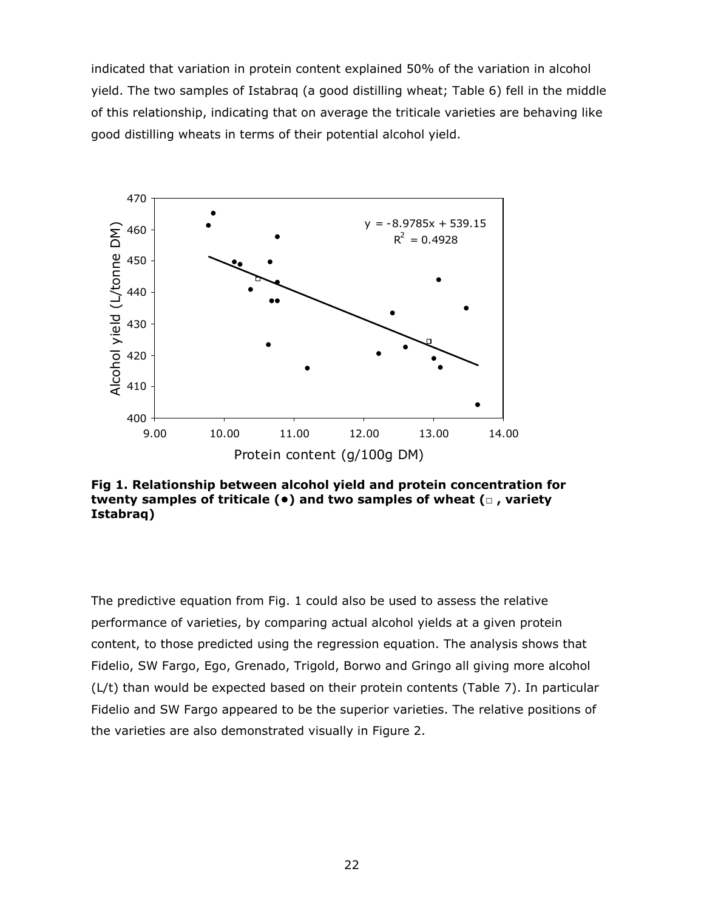indicated that variation in protein content explained 50% of the variation in alcohol yield. The two samples of Istabraq (a good distilling wheat; Table 6) fell in the middle of this relationship, indicating that on average the triticale varieties are behaving like good distilling wheats in terms of their potential alcohol yield.

**Fig 1. Relationship between alcohol yield and protein concentration for twenty samples of triticale (•) and two samples of wheat (□ , variety Istabraq)**

The predictive equation from Fig. 1 could also be used to assess the relative performance of varieties, by comparing actual alcohol yields at a given protein content, to those predicted using the regression equation. The analysis shows that Fidelio, SW Fargo, Ego, Grenado, Trigold, Borwo and Gringo all giving more alcohol (L/t) than would be expected based on their protein contents (Table 7). In particular Fidelio and SW Fargo appeared to be the superior varieties. The relative positions of the varieties are also demonstrated visually in Figure 2.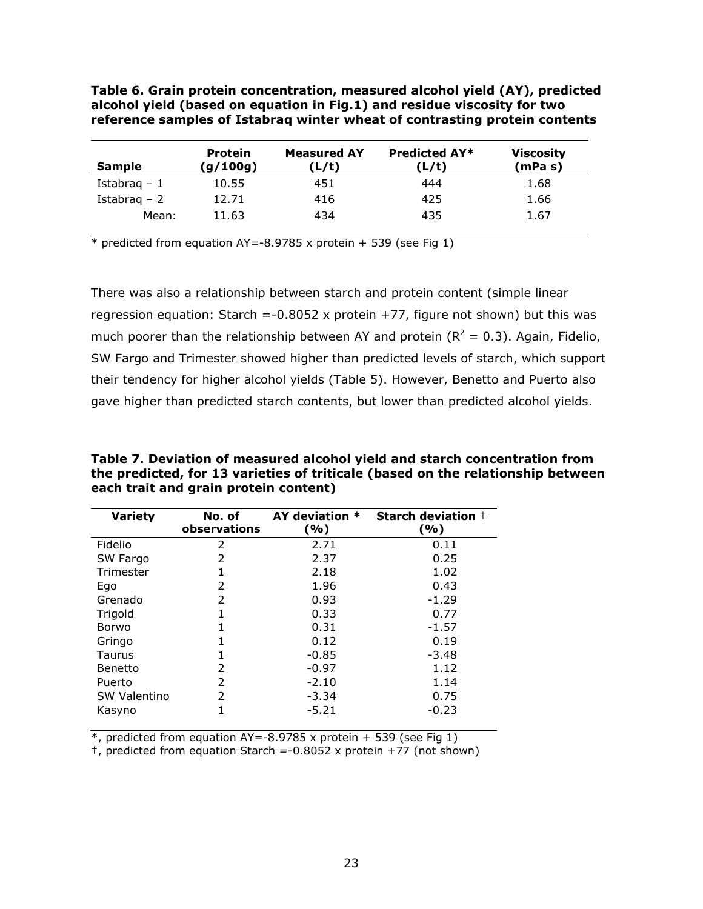**Table 6. Grain protein concentration, measured alcohol yield (AY), predicted alcohol yield (based on equation in Fig.1) and residue viscosity for two reference samples of Istabraq winter wheat of contrasting protein contents**

| Sample | Protein (g/100g) | Measured AY (L/t) | Predicted AY* (L/t) | Viscosity (mPa s) |
|---|---|---|---|---|
| Istabraq – 1 | 10.55 | 451 | 444 | 1.68 |
| Istabraq – 2 | 12.71 | 416 | 425 | 1.66 |
| Mean: | 11.63 | 434 | 435 | 1.67 |

* predicted from equation AY=-8.9785 x protein + 539 (see Fig 1)

There was also a relationship between starch and protein content (simple linear regression equation: Starch =-0.8052 x protein +77, figure not shown) but this was much poorer than the relationship between AY and protein ($R^2 = 0.3$). Again, Fidelio, SW Fargo and Trimester showed higher than predicted levels of starch, which support their tendency for higher alcohol yields (Table 5). However, Benetto and Puerto also gave higher than predicted starch contents, but lower than predicted alcohol yields.

**Table 7. Deviation of measured alcohol yield and starch concentration from the predicted, for 13 varieties of triticale (based on the relationship between each trait and grain protein content)**

| Variety | No. of observations | AY deviation * (%) | Starch deviation † (%) |
|---|---|---|---|
| Fidelio | 2 | 2.71 | 0.11 |
| SW Fargo | 2 | 2.37 | 0.25 |
| Trimester | 1 | 2.18 | 1.02 |
| Ego | 2 | 1.96 | 0.43 |
| Grenado | 2 | 0.93 | -1.29 |
| Trigold | 1 | 0.33 | 0.77 |
| Borwo | 1 | 0.31 | -1.57 |
| Gringo | 1 | 0.12 | 0.19 |
| Taurus | 1 | -0.85 | -3.48 |
| Benetto | 2 | -0.97 | 1.12 |
| Puerto | 2 | -2.10 | 1.14 |
| SW Valentino | 2 | -3.34 | 0.75 |
| Kasyno | 1 | -5.21 | -0.23 |

*, predicted from equation AY=-8.9785 x protein + 539 (see Fig 1)

†, predicted from equation Starch =-0.8052 x protein +77 (not shown)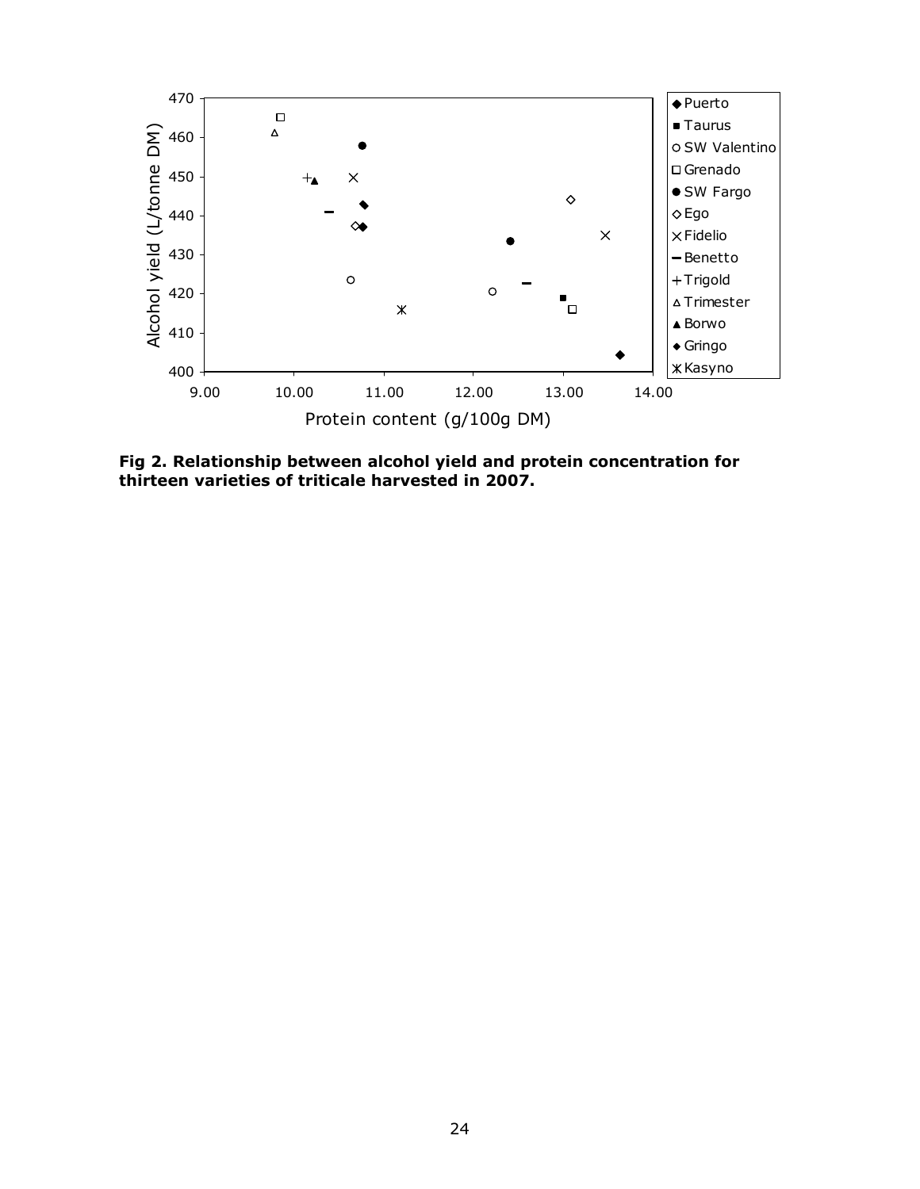**Fig 2. Relationship between alcohol yield and protein concentration for thirteen varieties of triticale harvested in 2007.**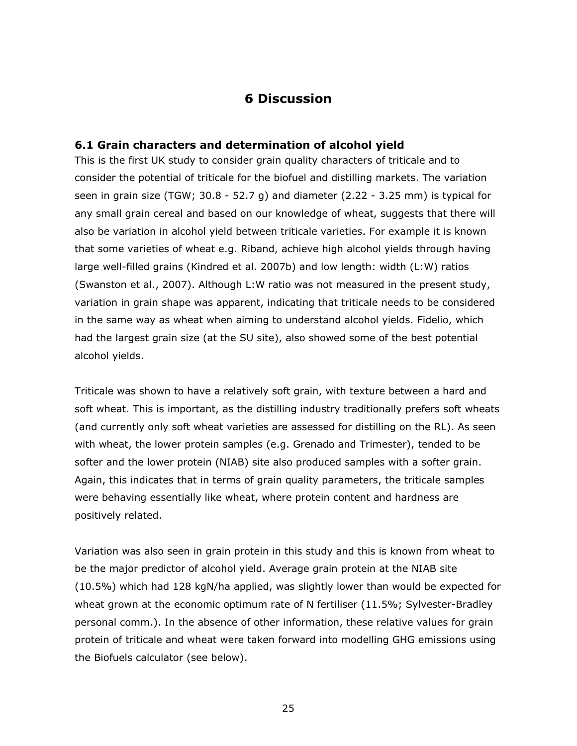# 6 Discussion

## 6.1 Grain characters and determination of alcohol yield

This is the first UK study to consider grain quality characters of triticale and to consider the potential of triticale for the biofuel and distilling markets. The variation seen in grain size (TGW; 30.8 - 52.7 g) and diameter (2.22 - 3.25 mm) is typical for any small grain cereal and based on our knowledge of wheat, suggests that there will also be variation in alcohol yield between triticale varieties. For example it is known that some varieties of wheat e.g. Riband, achieve high alcohol yields through having large well-filled grains (Kindred et al. 2007b) and low length: width (L:W) ratios (Swanston et al., 2007). Although L:W ratio was not measured in the present study, variation in grain shape was apparent, indicating that triticale needs to be considered in the same way as wheat when aiming to understand alcohol yields. Fidelio, which had the largest grain size (at the SU site), also showed some of the best potential alcohol yields.

Triticale was shown to have a relatively soft grain, with texture between a hard and soft wheat. This is important, as the distilling industry traditionally prefers soft wheats (and currently only soft wheat varieties are assessed for distilling on the RL). As seen with wheat, the lower protein samples (e.g. Grenado and Trimester), tended to be softer and the lower protein (NIAB) site also produced samples with a softer grain. Again, this indicates that in terms of grain quality parameters, the triticale samples were behaving essentially like wheat, where protein content and hardness are positively related.

Variation was also seen in grain protein in this study and this is known from wheat to be the major predictor of alcohol yield. Average grain protein at the NIAB site (10.5%) which had 128 kgN/ha applied, was slightly lower than would be expected for wheat grown at the economic optimum rate of N fertiliser (11.5%; Sylvester-Bradley personal comm.). In the absence of other information, these relative values for grain protein of triticale and wheat were taken forward into modelling GHG emissions using the Biofuels calculator (see below).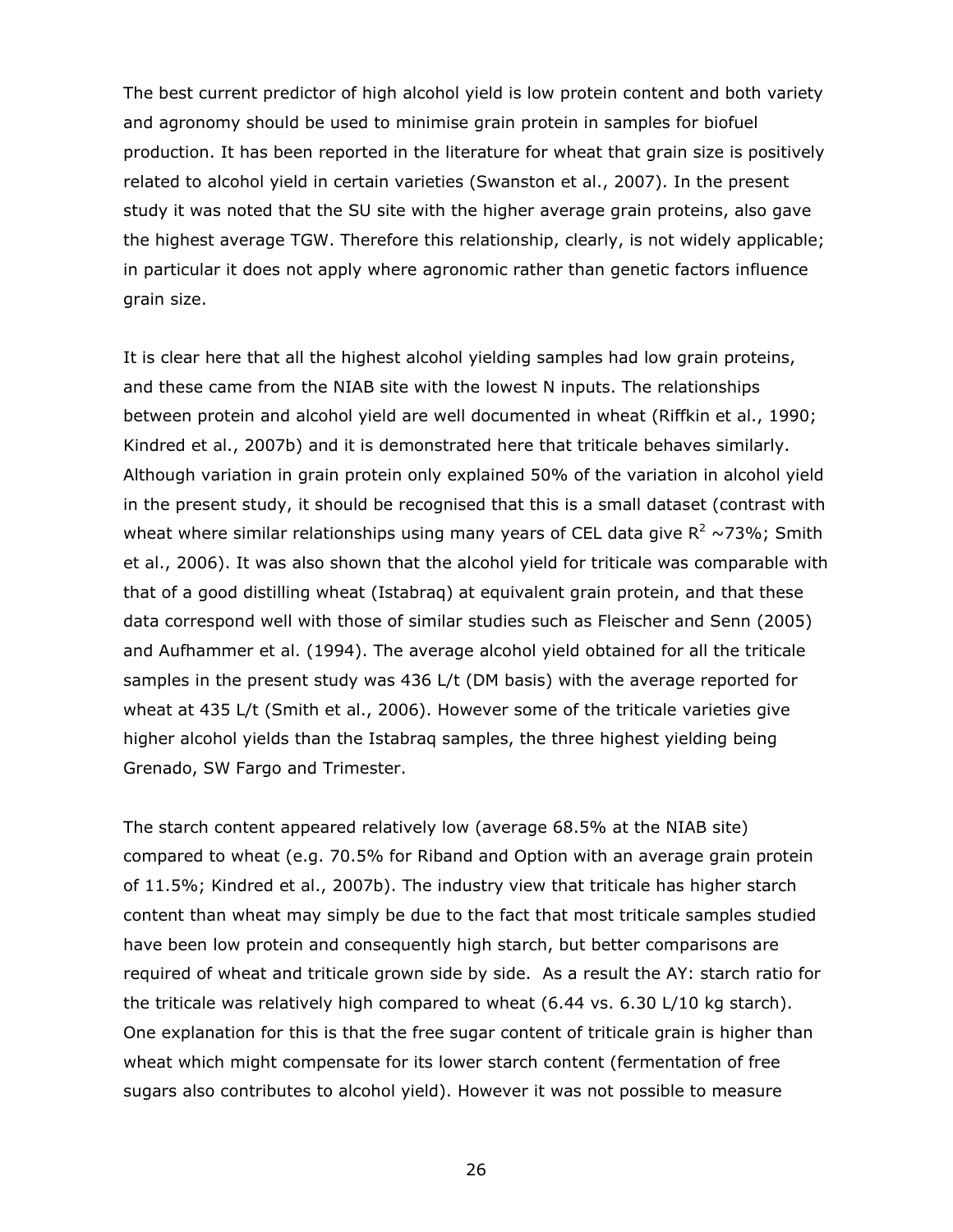The best current predictor of high alcohol yield is low protein content and both variety and agronomy should be used to minimise grain protein in samples for biofuel production. It has been reported in the literature for wheat that grain size is positively related to alcohol yield in certain varieties (Swanston et al., 2007). In the present study it was noted that the SU site with the higher average grain proteins, also gave the highest average TGW. Therefore this relationship, clearly, is not widely applicable; in particular it does not apply where agronomic rather than genetic factors influence grain size.

It is clear here that all the highest alcohol yielding samples had low grain proteins, and these came from the NIAB site with the lowest N inputs. The relationships between protein and alcohol yield are well documented in wheat (Riffkin et al., 1990; Kindred et al., 2007b) and it is demonstrated here that triticale behaves similarly. Although variation in grain protein only explained 50% of the variation in alcohol yield in the present study, it should be recognised that this is a small dataset (contrast with wheat where similar relationships using many years of CEL data give $R^2$ ~73%; Smith et al., 2006). It was also shown that the alcohol yield for triticale was comparable with that of a good distilling wheat (Istabraq) at equivalent grain protein, and that these data correspond well with those of similar studies such as Fleischer and Senn (2005) and Aufhammer et al. (1994). The average alcohol yield obtained for all the triticale samples in the present study was 436 L/t (DM basis) with the average reported for wheat at 435 L/t (Smith et al., 2006). However some of the triticale varieties give higher alcohol yields than the Istabraq samples, the three highest yielding being Grenado, SW Fargo and Trimester.

The starch content appeared relatively low (average 68.5% at the NIAB site) compared to wheat (e.g. 70.5% for Riband and Option with an average grain protein of 11.5%; Kindred et al., 2007b). The industry view that triticale has higher starch content than wheat may simply be due to the fact that most triticale samples studied have been low protein and consequently high starch, but better comparisons are required of wheat and triticale grown side by side. As a result the AY: starch ratio for the triticale was relatively high compared to wheat (6.44 vs. 6.30 L/10 kg starch). One explanation for this is that the free sugar content of triticale grain is higher than wheat which might compensate for its lower starch content (fermentation of free sugars also contributes to alcohol yield). However it was not possible to measure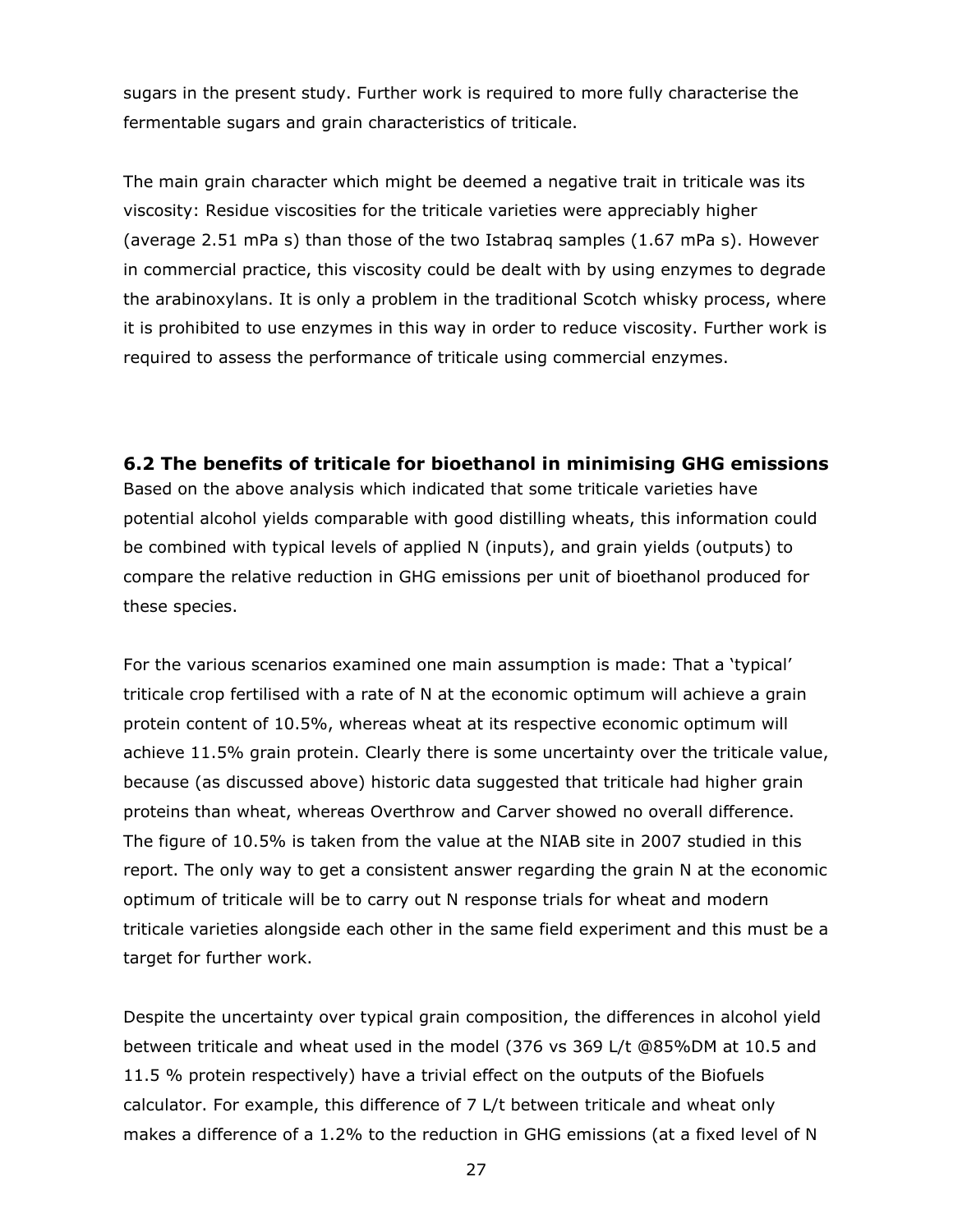sugars in the present study. Further work is required to more fully characterise the fermentable sugars and grain characteristics of triticale.

The main grain character which might be deemed a negative trait in triticale was its viscosity: Residue viscosities for the triticale varieties were appreciably higher (average 2.51 mPa s) than those of the two Istabraq samples (1.67 mPa s). However in commercial practice, this viscosity could be dealt with by using enzymes to degrade the arabinoxylans. It is only a problem in the traditional Scotch whisky process, where it is prohibited to use enzymes in this way in order to reduce viscosity. Further work is required to assess the performance of triticale using commercial enzymes.

## 6.2 The benefits of triticale for bioethanol in minimising GHG emissions

Based on the above analysis which indicated that some triticale varieties have potential alcohol yields comparable with good distilling wheats, this information could be combined with typical levels of applied N (inputs), and grain yields (outputs) to compare the relative reduction in GHG emissions per unit of bioethanol produced for these species.

For the various scenarios examined one main assumption is made: That a 'typical' triticale crop fertilised with a rate of N at the economic optimum will achieve a grain protein content of 10.5%, whereas wheat at its respective economic optimum will achieve 11.5% grain protein. Clearly there is some uncertainty over the triticale value, because (as discussed above) historic data suggested that triticale had higher grain proteins than wheat, whereas Overthrow and Carver showed no overall difference. The figure of 10.5% is taken from the value at the NIAB site in 2007 studied in this report. The only way to get a consistent answer regarding the grain N at the economic optimum of triticale will be to carry out N response trials for wheat and modern triticale varieties alongside each other in the same field experiment and this must be a target for further work.

Despite the uncertainty over typical grain composition, the differences in alcohol yield between triticale and wheat used in the model (376 vs 369 L/t @85%DM at 10.5 and 11.5 % protein respectively) have a trivial effect on the outputs of the Biofuels calculator. For example, this difference of 7 L/t between triticale and wheat only makes a difference of a 1.2% to the reduction in GHG emissions (at a fixed level of N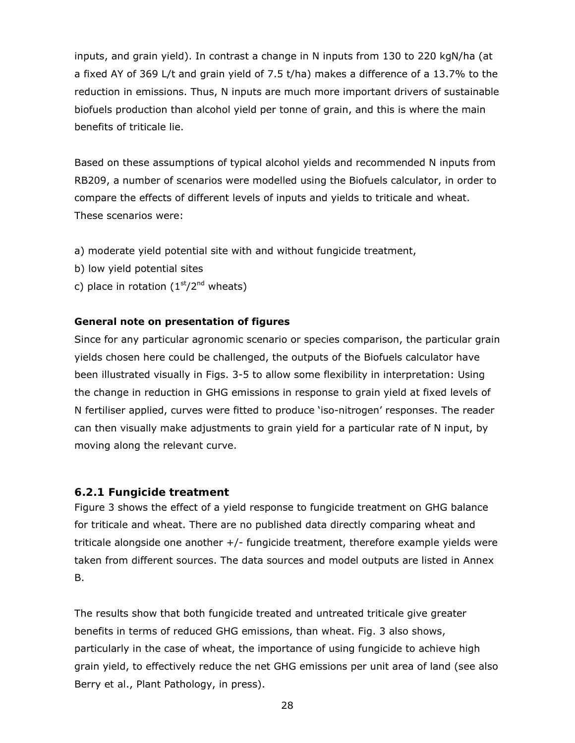inputs, and grain yield). In contrast a change in N inputs from 130 to 220 kgN/ha (at a fixed AY of 369 L/t and grain yield of 7.5 t/ha) makes a difference of a 13.7% to the reduction in emissions. Thus, N inputs are much more important drivers of sustainable biofuels production than alcohol yield per tonne of grain, and this is where the main benefits of triticale lie.

Based on these assumptions of typical alcohol yields and recommended N inputs from RB209, a number of scenarios were modelled using the Biofuels calculator, in order to compare the effects of different levels of inputs and yields to triticale and wheat. These scenarios were:

a) moderate yield potential site with and without fungicide treatment,
b) low yield potential sites
c) place in rotation ($1^{st}$/$2^{nd}$ wheats)

**General note on presentation of figures**

Since for any particular agronomic scenario or species comparison, the particular grain yields chosen here could be challenged, the outputs of the Biofuels calculator have been illustrated visually in Figs. 3-5 to allow some flexibility in interpretation: Using the change in reduction in GHG emissions in response to grain yield at fixed levels of N fertiliser applied, curves were fitted to produce 'iso-nitrogen' responses. The reader can then visually make adjustments to grain yield for a particular rate of N input, by moving along the relevant curve.

### 6.2.1 Fungicide treatment

Figure 3 shows the effect of a yield response to fungicide treatment on GHG balance for triticale and wheat. There are no published data directly comparing wheat and triticale alongside one another +/- fungicide treatment, therefore example yields were taken from different sources. The data sources and model outputs are listed in Annex B.

The results show that both fungicide treated and untreated triticale give greater benefits in terms of reduced GHG emissions, than wheat. Fig. 3 also shows, particularly in the case of wheat, the importance of using fungicide to achieve high grain yield, to effectively reduce the net GHG emissions per unit area of land (see also Berry et al., Plant Pathology, in press).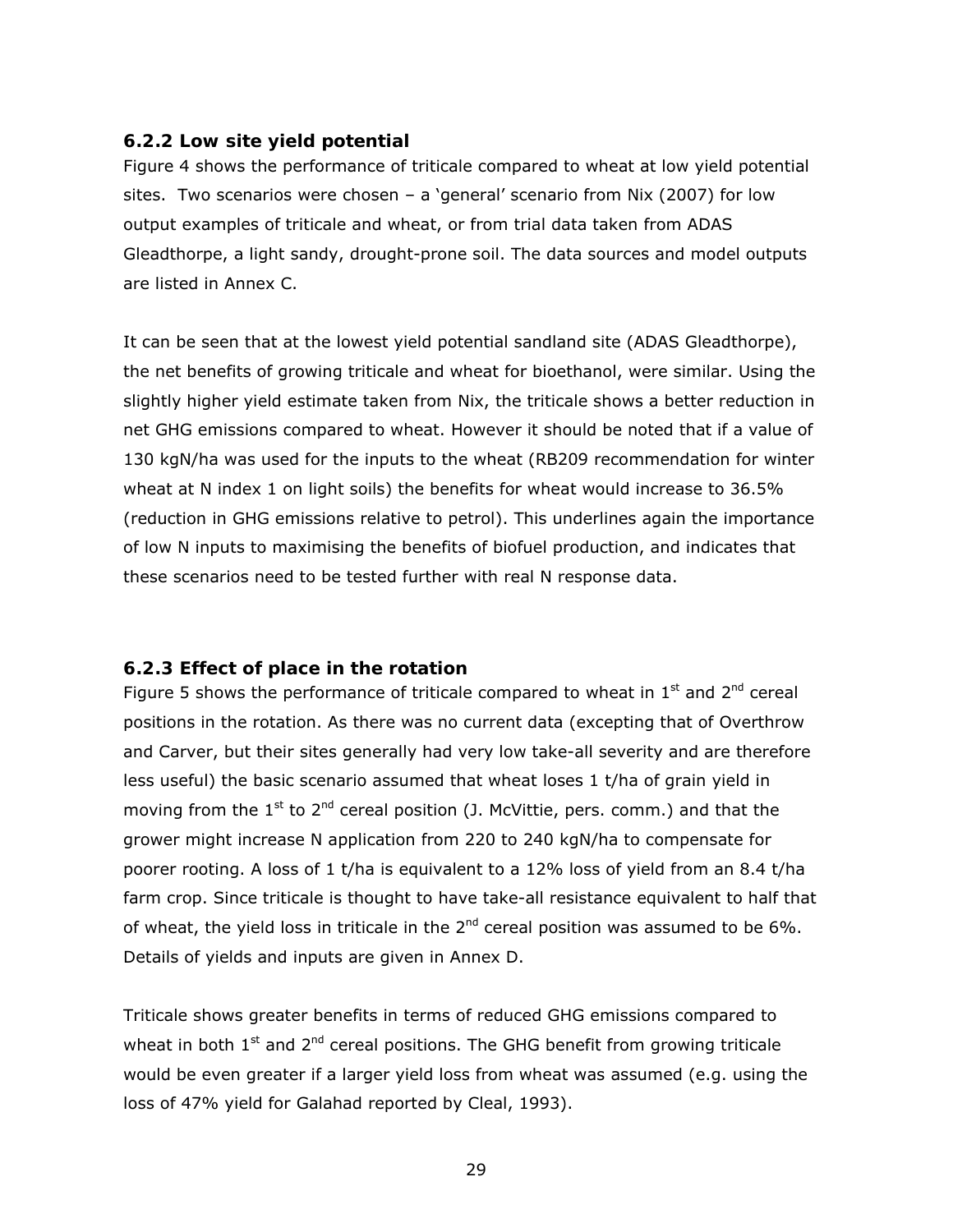### 6.2.2 Low site yield potential

Figure 4 shows the performance of triticale compared to wheat at low yield potential sites. Two scenarios were chosen – a 'general' scenario from Nix (2007) for low output examples of triticale and wheat, or from trial data taken from ADAS Gleadthorpe, a light sandy, drought-prone soil. The data sources and model outputs are listed in Annex C.

It can be seen that at the lowest yield potential sandland site (ADAS Gleadthorpe), the net benefits of growing triticale and wheat for bioethanol, were similar. Using the slightly higher yield estimate taken from Nix, the triticale shows a better reduction in net GHG emissions compared to wheat. However it should be noted that if a value of 130 kgN/ha was used for the inputs to the wheat (RB209 recommendation for winter wheat at N index 1 on light soils) the benefits for wheat would increase to 36.5% (reduction in GHG emissions relative to petrol). This underlines again the importance of low N inputs to maximising the benefits of biofuel production, and indicates that these scenarios need to be tested further with real N response data.

### 6.2.3 Effect of place in the rotation

Figure 5 shows the performance of triticale compared to wheat in 1st and 2nd cereal positions in the rotation. As there was no current data (excepting that of Overthrow and Carver, but their sites generally had very low take-all severity and are therefore less useful) the basic scenario assumed that wheat loses 1 t/ha of grain yield in moving from the 1st to 2nd cereal position (J. McVittie, pers. comm.) and that the grower might increase N application from 220 to 240 kgN/ha to compensate for poorer rooting. A loss of 1 t/ha is equivalent to a 12% loss of yield from an 8.4 t/ha farm crop. Since triticale is thought to have take-all resistance equivalent to half that of wheat, the yield loss in triticale in the 2nd cereal position was assumed to be 6%. Details of yields and inputs are given in Annex D.

Triticale shows greater benefits in terms of reduced GHG emissions compared to wheat in both 1st and 2nd cereal positions. The GHG benefit from growing triticale would be even greater if a larger yield loss from wheat was assumed (e.g. using the loss of 47% yield for Galahad reported by Cleal, 1993).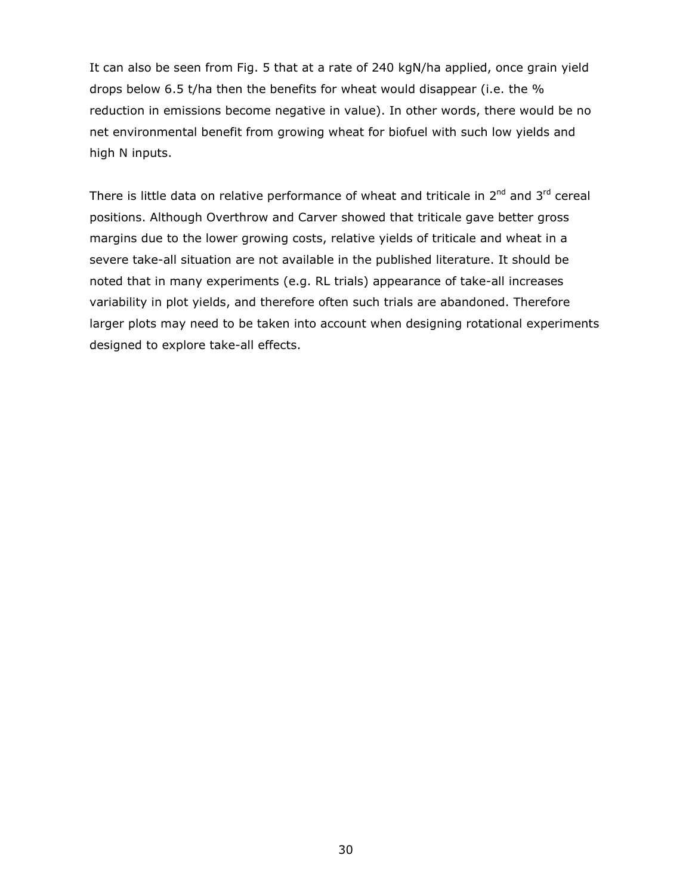It can also be seen from Fig. 5 that at a rate of 240 kgN/ha applied, once grain yield drops below 6.5 t/ha then the benefits for wheat would disappear (i.e. the % reduction in emissions become negative in value). In other words, there would be no net environmental benefit from growing wheat for biofuel with such low yields and high N inputs.

There is little data on relative performance of wheat and triticale in 2nd and 3rd cereal positions. Although Overthrow and Carver showed that triticale gave better gross margins due to the lower growing costs, relative yields of triticale and wheat in a severe take-all situation are not available in the published literature. It should be noted that in many experiments (e.g. RL trials) appearance of take-all increases variability in plot yields, and therefore often such trials are abandoned. Therefore larger plots may need to be taken into account when designing rotational experiments designed to explore take-all effects.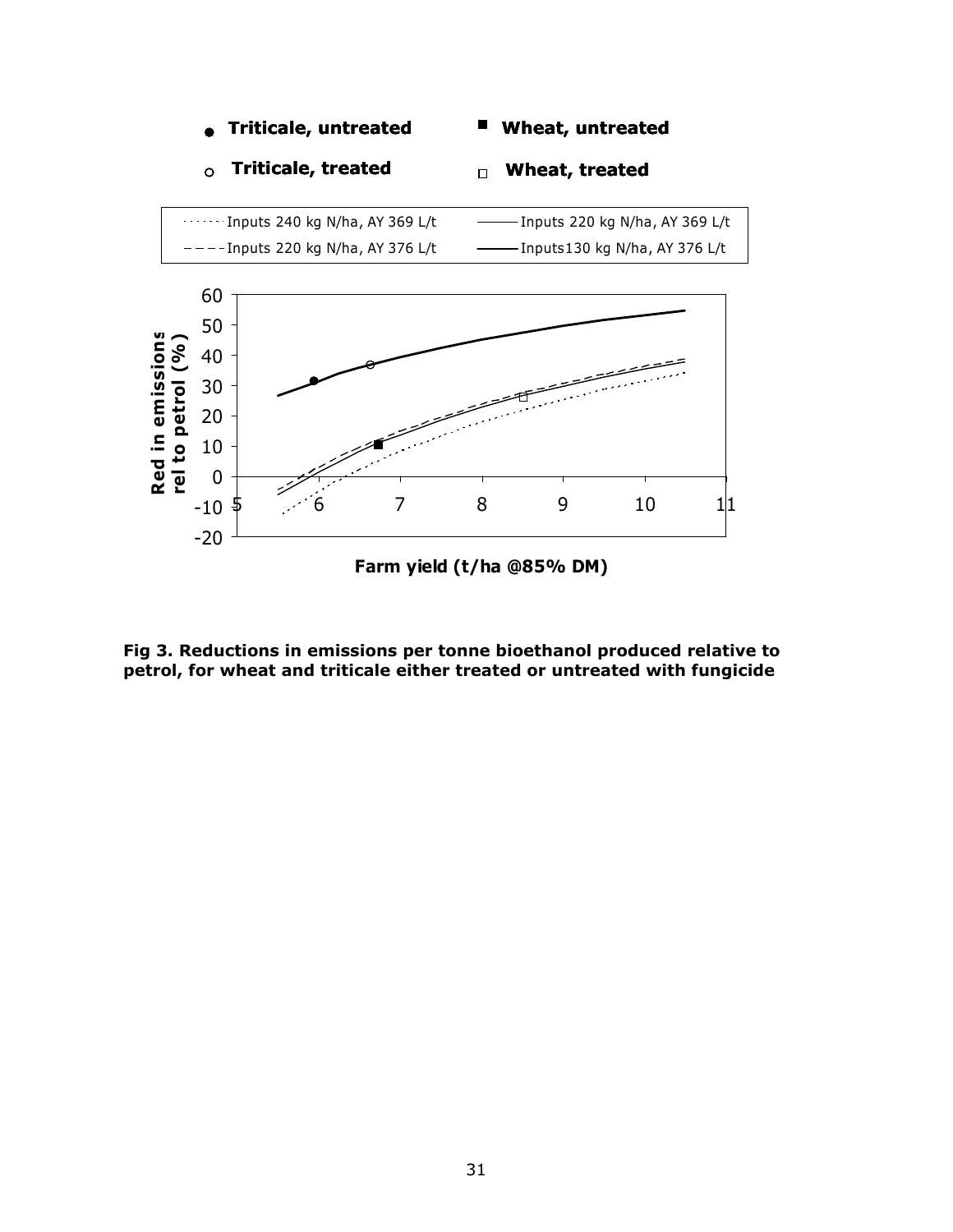**Fig 3. Reductions in emissions per tonne bioethanol produced relative to petrol, for wheat and triticale either treated or untreated with fungicide**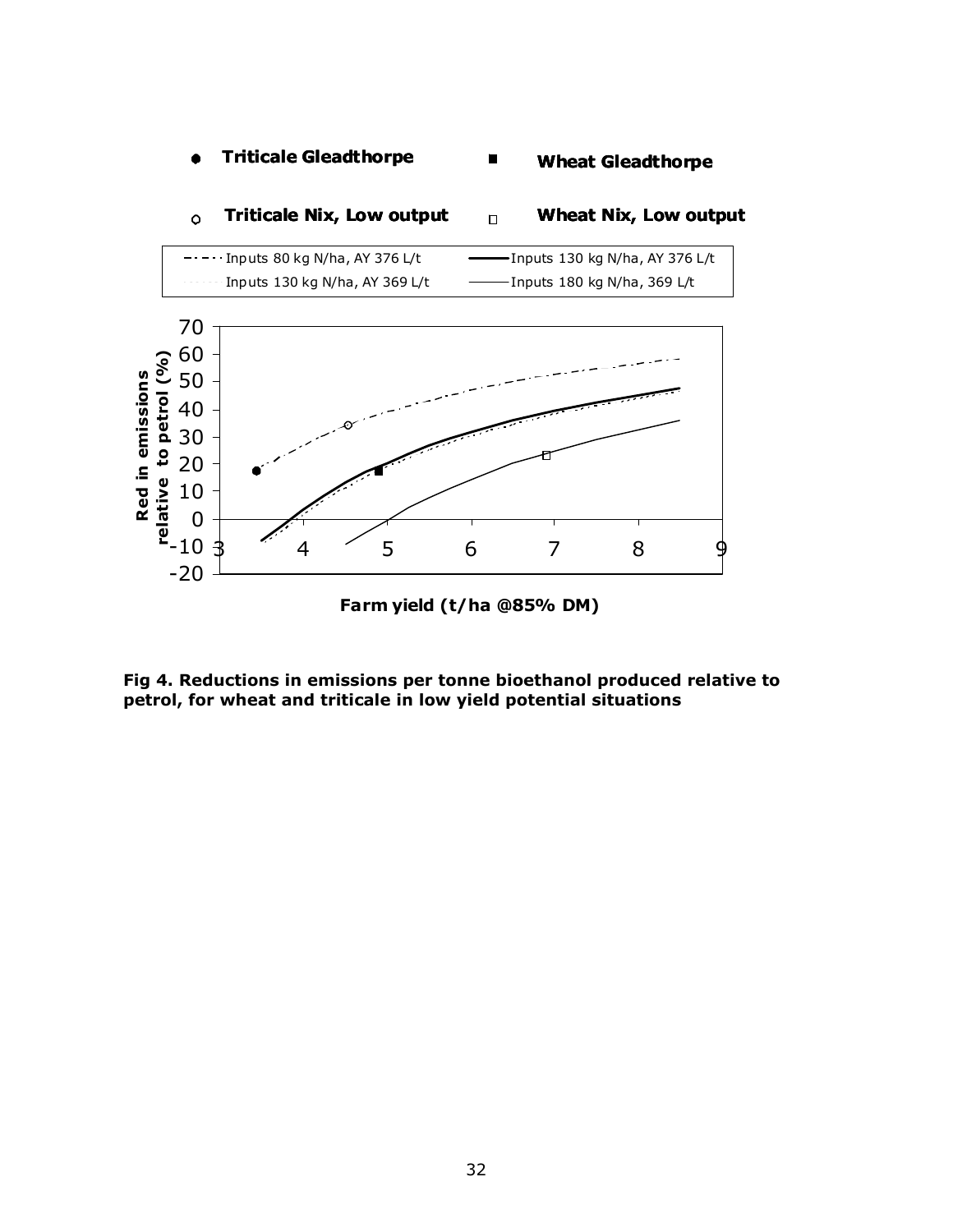**Fig 4. Reductions in emissions per tonne bioethanol produced relative to petrol, for wheat and triticale in low yield potential situations**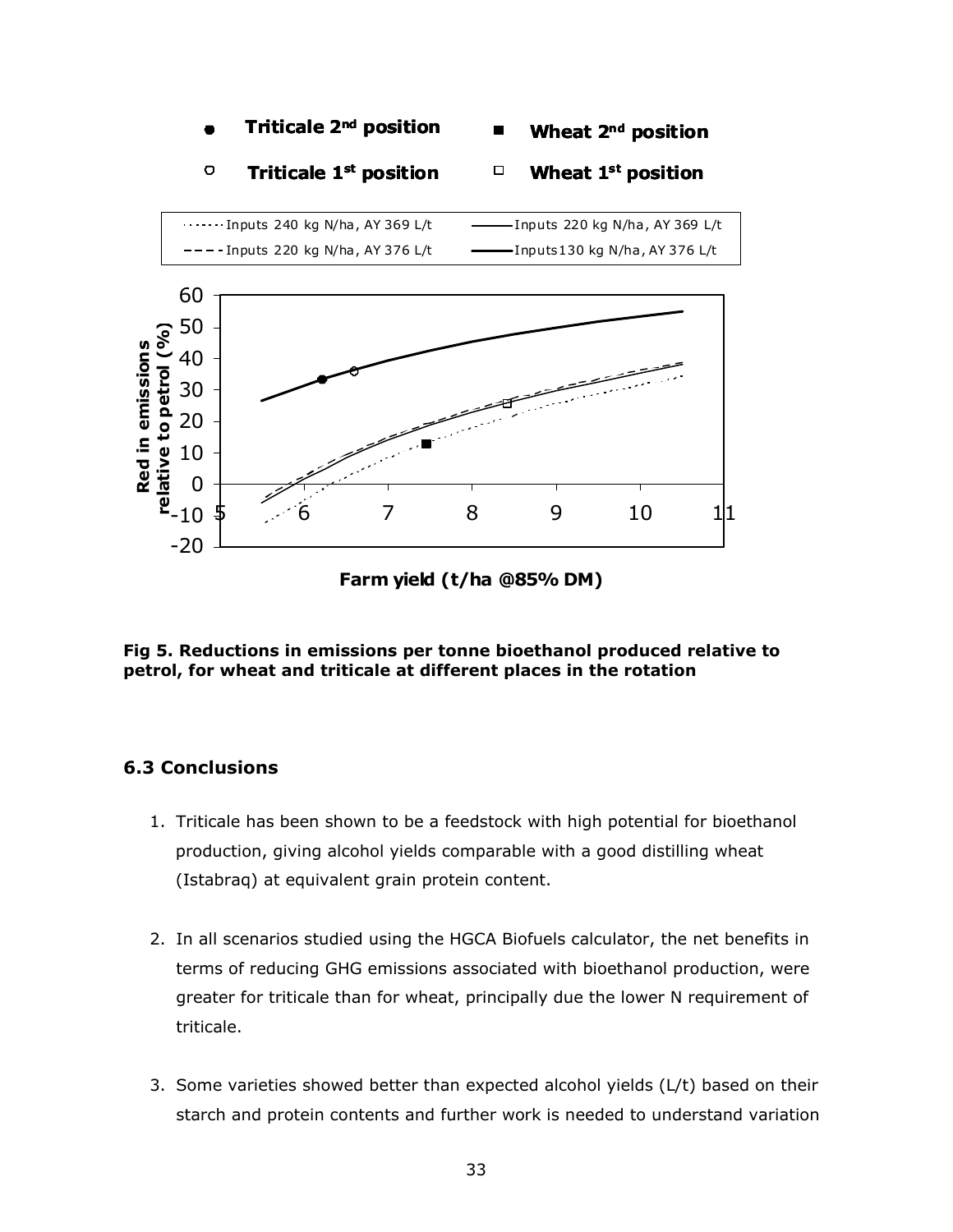Fig 5. Reductions in emissions per tonne bioethanol produced relative to petrol, for wheat and triticale at different places in the rotation

### 6.3 Conclusions

1. Triticale has been shown to be a feedstock with high potential for bioethanol production, giving alcohol yields comparable with a good distilling wheat (Istabraq) at equivalent grain protein content.

2. In all scenarios studied using the HGCA Biofuels calculator, the net benefits in terms of reducing GHG emissions associated with bioethanol production, were greater for triticale than for wheat, principally due the lower N requirement of triticale.

3. Some varieties showed better than expected alcohol yields (L/t) based on their starch and protein contents and further work is needed to understand variation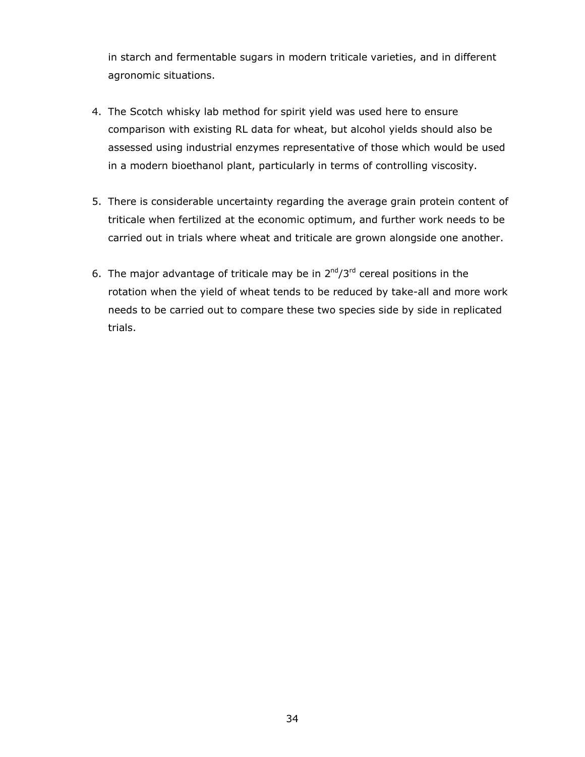in starch and fermentable sugars in modern triticale varieties, and in different agronomic situations.

4. The Scotch whisky lab method for spirit yield was used here to ensure comparison with existing RL data for wheat, but alcohol yields should also be assessed using industrial enzymes representative of those which would be used in a modern bioethanol plant, particularly in terms of controlling viscosity.

5. There is considerable uncertainty regarding the average grain protein content of triticale when fertilized at the economic optimum, and further work needs to be carried out in trials where wheat and triticale are grown alongside one another.

6. The major advantage of triticale may be in 2nd/3rd cereal positions in the rotation when the yield of wheat tends to be reduced by take-all and more work needs to be carried out to compare these two species side by side in replicated trials.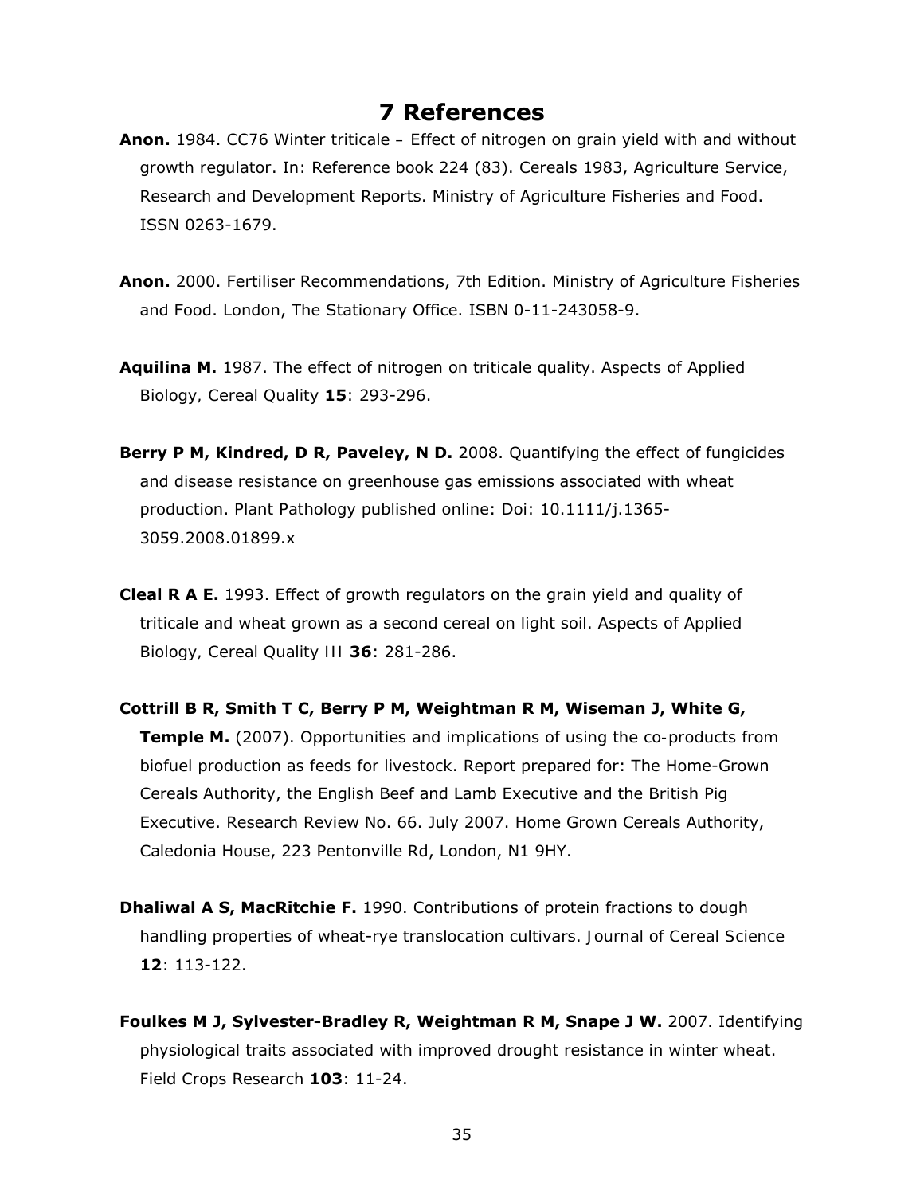# 7 References

**Anon.** 1984. CC76 Winter triticale – Effect of nitrogen on grain yield with and without growth regulator. In: Reference book 224 (83). Cereals 1983, Agriculture Service, Research and Development Reports. Ministry of Agriculture Fisheries and Food. ISSN 0263-1679.

**Anon.** 2000. Fertiliser Recommendations, 7th Edition. Ministry of Agriculture Fisheries and Food. London, The Stationary Office. ISBN 0-11-243058-9.

**Aquilina M.** 1987. The effect of nitrogen on triticale quality. Aspects of Applied Biology, Cereal Quality **15**: 293-296.

**Berry P M, Kindred, D R, Paveley, N D.** 2008. Quantifying the effect of fungicides and disease resistance on greenhouse gas emissions associated with wheat production. Plant Pathology published online: Doi: 10.1111/j.1365-3059.2008.01899.x

**Cleal R A E.** 1993. Effect of growth regulators on the grain yield and quality of triticale and wheat grown as a second cereal on light soil. Aspects of Applied Biology, Cereal Quality III **36**: 281-286.

**Cottrill B R, Smith T C, Berry P M, Weightman R M, Wiseman J, White G, Temple M.** (2007). Opportunities and implications of using the co-products from biofuel production as feeds for livestock. Report prepared for: The Home-Grown Cereals Authority, the English Beef and Lamb Executive and the British Pig Executive. Research Review No. 66. July 2007. Home Grown Cereals Authority, Caledonia House, 223 Pentonville Rd, London, N1 9HY.

**Dhaliwal A S, MacRitchie F.** 1990. Contributions of protein fractions to dough handling properties of wheat-rye translocation cultivars. Journal of Cereal Science **12**: 113-122.

**Foulkes M J, Sylvester-Bradley R, Weightman R M, Snape J W.** 2007. Identifying physiological traits associated with improved drought resistance in winter wheat. Field Crops Research **103**: 11-24.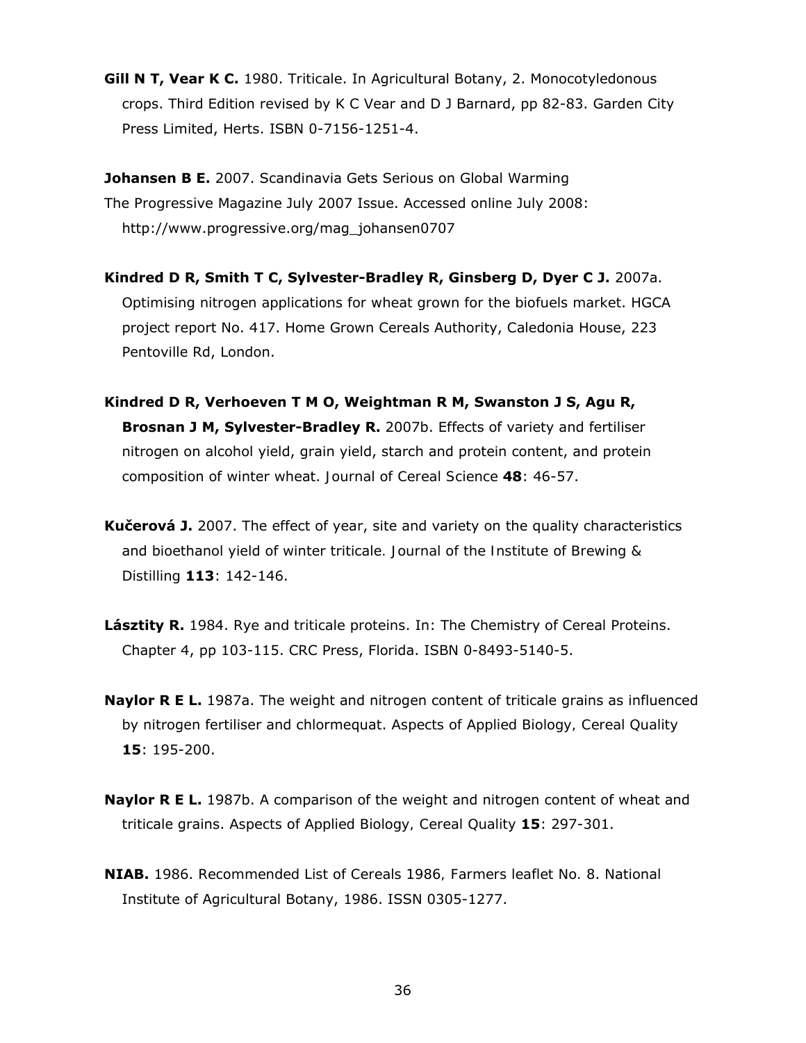**Gill N T, Vear K C.** 1980. Triticale. In Agricultural Botany, 2. Monocotyledonous crops. Third Edition revised by K C Vear and D J Barnard, pp 82-83. Garden City Press Limited, Herts. ISBN 0-7156-1251-4.

**Johansen B E.** 2007. Scandinavia Gets Serious on Global Warming The Progressive Magazine July 2007 Issue. Accessed online July 2008: http://www.progressive.org/mag_johansen0707

**Kindred D R, Smith T C, Sylvester-Bradley R, Ginsberg D, Dyer C J.** 2007a. Optimising nitrogen applications for wheat grown for the biofuels market. HGCA project report No. 417. Home Grown Cereals Authority, Caledonia House, 223 Pentoville Rd, London.

**Kindred D R, Verhoeven T M O, Weightman R M, Swanston J S, Agu R, Brosnan J M, Sylvester-Bradley R.** 2007b. Effects of variety and fertiliser nitrogen on alcohol yield, grain yield, starch and protein content, and protein composition of winter wheat. Journal of Cereal Science **48**: 46-57.

**Kučerová J.** 2007. The effect of year, site and variety on the quality characteristics and bioethanol yield of winter triticale. Journal of the Institute of Brewing & Distilling **113**: 142-146.

**Lásztity R.** 1984. Rye and triticale proteins. In: The Chemistry of Cereal Proteins. Chapter 4, pp 103-115. CRC Press, Florida. ISBN 0-8493-5140-5.

**Naylor R E L.** 1987a. The weight and nitrogen content of triticale grains as influenced by nitrogen fertiliser and chlormequat. Aspects of Applied Biology, Cereal Quality **15**: 195-200.

**Naylor R E L.** 1987b. A comparison of the weight and nitrogen content of wheat and triticale grains. Aspects of Applied Biology, Cereal Quality **15**: 297-301.

**NIAB.** 1986. Recommended List of Cereals 1986, Farmers leaflet No. 8. National Institute of Agricultural Botany, 1986. ISSN 0305-1277.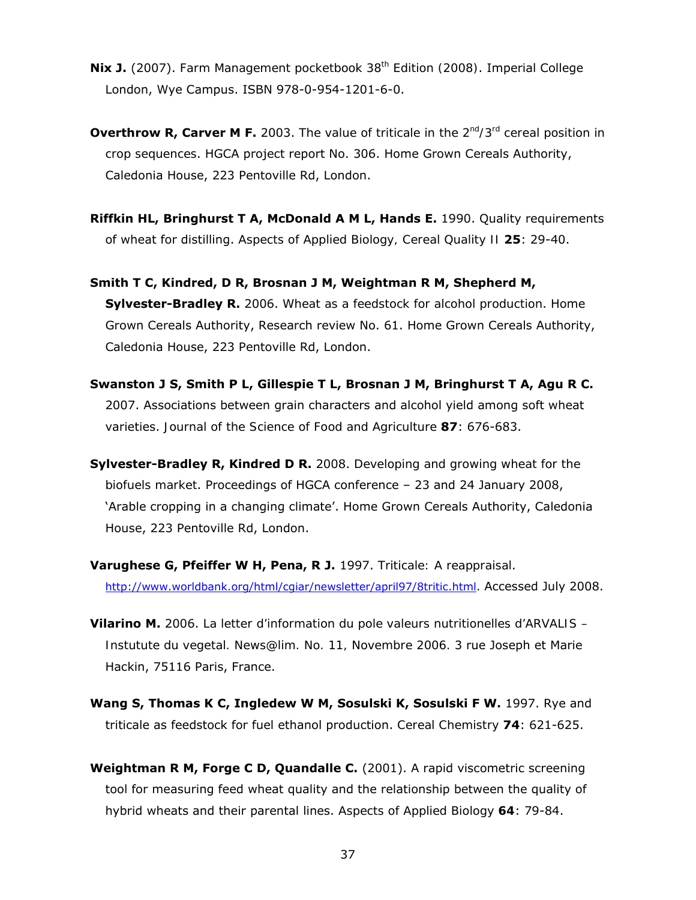**Nix J.** (2007). Farm Management pocketbook 38th Edition (2008). Imperial College London, Wye Campus. ISBN 978-0-954-1201-6-0.

**Overthrow R, Carver M F.** 2003. The value of triticale in the 2nd/3rd cereal position in crop sequences. HGCA project report No. 306. Home Grown Cereals Authority, Caledonia House, 223 Pentoville Rd, London.

**Riffkin HL, Bringhurst T A, McDonald A M L, Hands E.** 1990. Quality requirements of wheat for distilling. Aspects of Applied Biology, Cereal Quality II **25**: 29-40.

**Smith T C, Kindred, D R, Brosnan J M, Weightman R M, Shepherd M, Sylvester-Bradley R.** 2006. Wheat as a feedstock for alcohol production. Home Grown Cereals Authority, Research review No. 61. Home Grown Cereals Authority, Caledonia House, 223 Pentoville Rd, London.

**Swanston J S, Smith P L, Gillespie T L, Brosnan J M, Bringhurst T A, Agu R C.** 2007. Associations between grain characters and alcohol yield among soft wheat varieties. Journal of the Science of Food and Agriculture **87**: 676-683.

**Sylvester-Bradley R, Kindred D R.** 2008. Developing and growing wheat for the biofuels market. Proceedings of HGCA conference – 23 and 24 January 2008, 'Arable cropping in a changing climate'. Home Grown Cereals Authority, Caledonia House, 223 Pentoville Rd, London.

**Varughese G, Pfeiffer W H, Pena, R J.** 1997. Triticale: A reappraisal. http://www.worldbank.org/html/cgiar/newsletter/april97/8tritic.html. Accessed July 2008.

**Vilarino M.** 2006. La letter d'information du pole valeurs nutritionelles d'ARVALIS – Instutute du vegetal. News@lim. No. 11, Novembre 2006. 3 rue Joseph et Marie Hackin, 75116 Paris, France.

**Wang S, Thomas K C, Ingledew W M, Sosulski K, Sosulski F W.** 1997. Rye and triticale as feedstock for fuel ethanol production. Cereal Chemistry **74**: 621-625.

**Weightman R M, Forge C D, Quandalle C.** (2001). A rapid viscometric screening tool for measuring feed wheat quality and the relationship between the quality of hybrid wheats and their parental lines. Aspects of Applied Biology **64**: 79-84.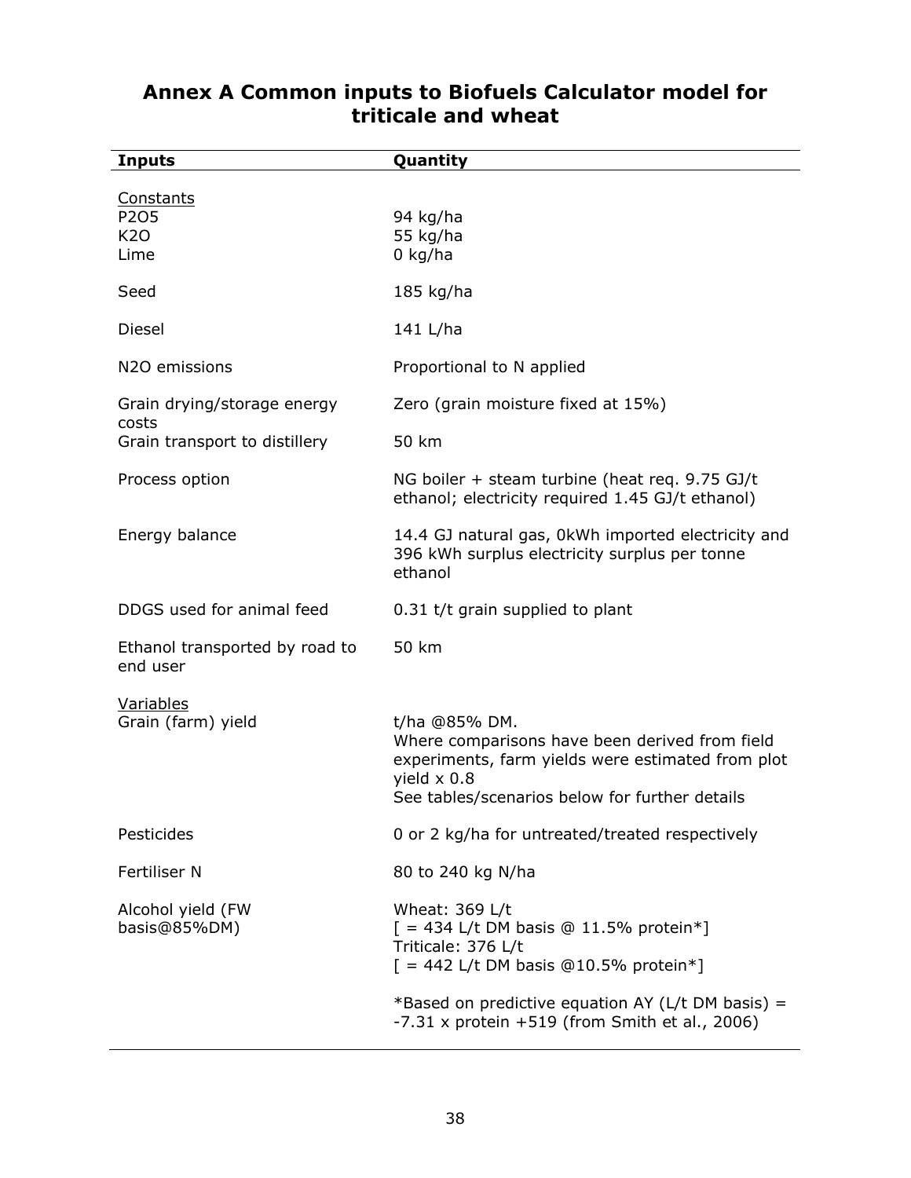# Annex A Common inputs to Biofuels Calculator model for triticale and wheat

| Inputs | Quantity |
|---|---|
| <u>Constants</u> | |
| $P_2O_5$ | 94 kg/ha |
| $K_2O$ | 55 kg/ha |
| Lime | 0 kg/ha |
| Seed | 185 kg/ha |
| Diesel | 141 L/ha |
| $N_2O$ emissions | Proportional to N applied |
| Grain drying/storage energy costs | Zero (grain moisture fixed at 15%) |
| Grain transport to distillery | 50 km |
| Process option | NG boiler + steam turbine (heat req. 9.75 GJ/t ethanol; electricity required 1.45 GJ/t ethanol) |
| Energy balance | 14.4 GJ natural gas, 0kWh imported electricity and 396 kWh surplus electricity surplus per tonne ethanol |
| DDGS used for animal feed | 0.31 t/t grain supplied to plant |
| Ethanol transported by road to end user | 50 km |
| <u>Variables</u> | |
| Grain (farm) yield | t/ha @85% DM.<br>Where comparisons have been derived from field experiments, farm yields were estimated from plot yield x 0.8<br>See tables/scenarios below for further details |
| Pesticides | 0 or 2 kg/ha for untreated/treated respectively |
| Fertiliser N | 80 to 240 kg N/ha |
| Alcohol yield (FW basis@85%DM) | Wheat: 369 L/t<br>[ = 434 L/t DM basis @ 11.5% protein*]<br>Triticale: 376 L/t<br>[ = 442 L/t DM basis @10.5% protein*]<br><br>*Based on predictive equation AY (L/t DM basis) = -7.31 x protein +519 (from Smith et al., 2006) |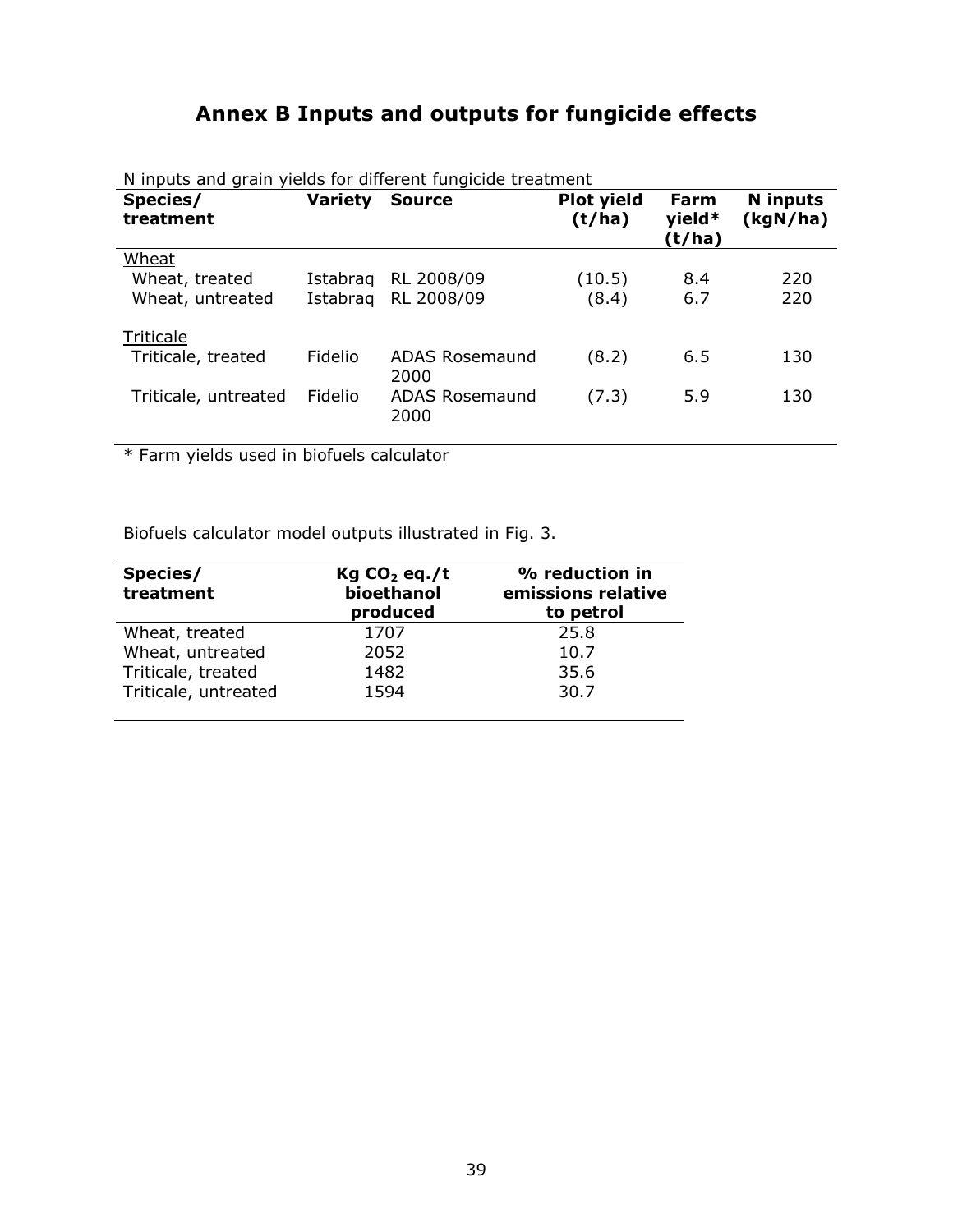# Annex B Inputs and outputs for fungicide effects

N inputs and grain yields for different fungicide treatment

| Species/ treatment | Variety | Source | Plot yield (t/ha) | Farm yield* (t/ha) | N inputs (kgN/ha) |
|---|---|---|---|---|---|
| Wheat | | | | | |
| Wheat, treated | Istabraq | RL 2008/09 | (10.5) | 8.4 | 220 |
| Wheat, untreated | Istabraq | RL 2008/09 | (8.4) | 6.7 | 220 |
| Triticale | | | | | |
| Triticale, treated | Fidelio | ADAS Rosemaund 2000 | (8.2) | 6.5 | 130 |
| Triticale, untreated | Fidelio | ADAS Rosemaund 2000 | (7.3) | 5.9 | 130 |

\* Farm yields used in biofuels calculator

Biofuels calculator model outputs illustrated in Fig. 3.

| Species/ treatment | Kg $CO_2$ eq./t bioethanol produced | % reduction in emissions relative to petrol |
|---|---|---|
| Wheat, treated | 1707 | 25.8 |
| Wheat, untreated | 2052 | 10.7 |
| Triticale, treated | 1482 | 35.6 |
| Triticale, untreated | 1594 | 30.7 |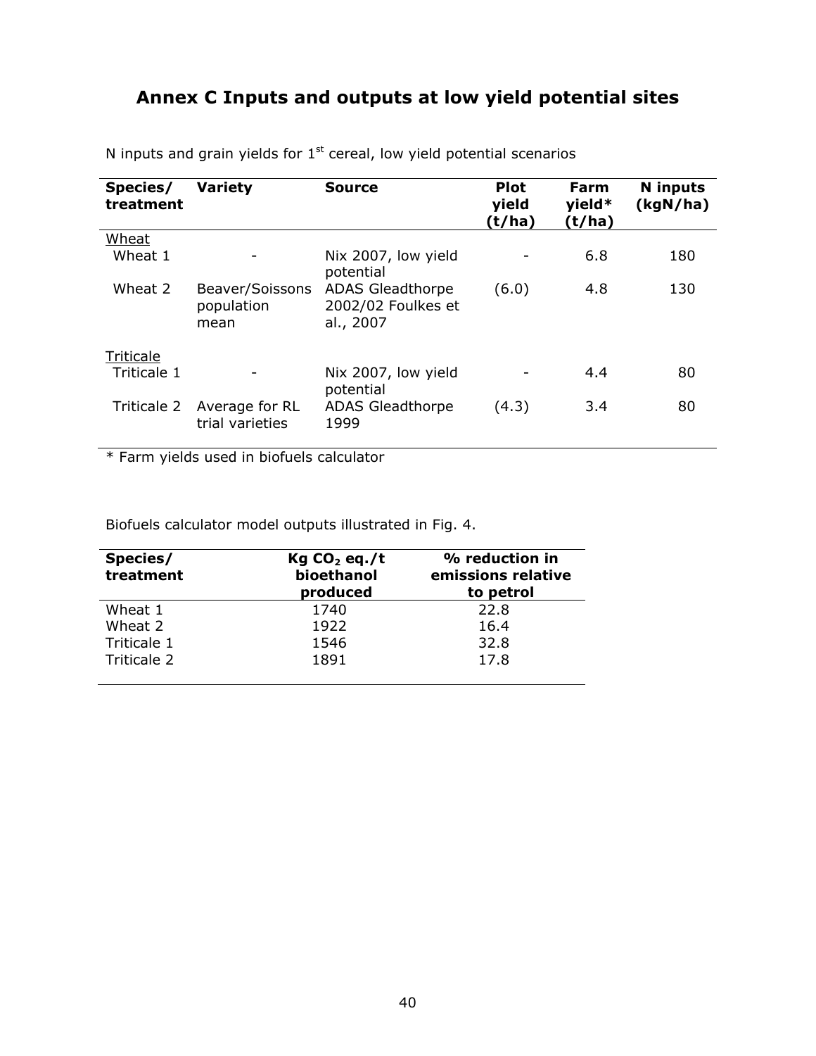# Annex C Inputs and outputs at low yield potential sites

N inputs and grain yields for 1[st] cereal, low yield potential scenarios

| Species/ treatment | Variety | Source | Plot yield (t/ha) | Farm yield* (t/ha) | N inputs (kgN/ha) |
|---|---|---|---|---|---|
| Wheat | | | | | |
| Wheat 1 | - | Nix 2007, low yield potential | - | 6.8 | 180 |
| Wheat 2 | Beaver/Soissons population mean | ADAS Gleadthorpe 2002/02 Foulkes et al., 2007 | (6.0) | 4.8 | 130 |
| Triticale | | | | | |
| Triticale 1 | - | Nix 2007, low yield potential | - | 4.4 | 80 |
| Triticale 2 | Average for RL trial varieties | ADAS Gleadthorpe 1999 | (4.3) | 3.4 | 80 |

* Farm yields used in biofuels calculator

Biofuels calculator model outputs illustrated in Fig. 4.

| Species/ treatment | Kg $CO_2$ eq./t bioethanol produced | % reduction in emissions relative to petrol |
|---|---|---|
| Wheat 1 | 1740 | 22.8 |
| Wheat 2 | 1922 | 16.4 |
| Triticale 1 | 1546 | 32.8 |
| Triticale 2 | 1891 | 17.8 |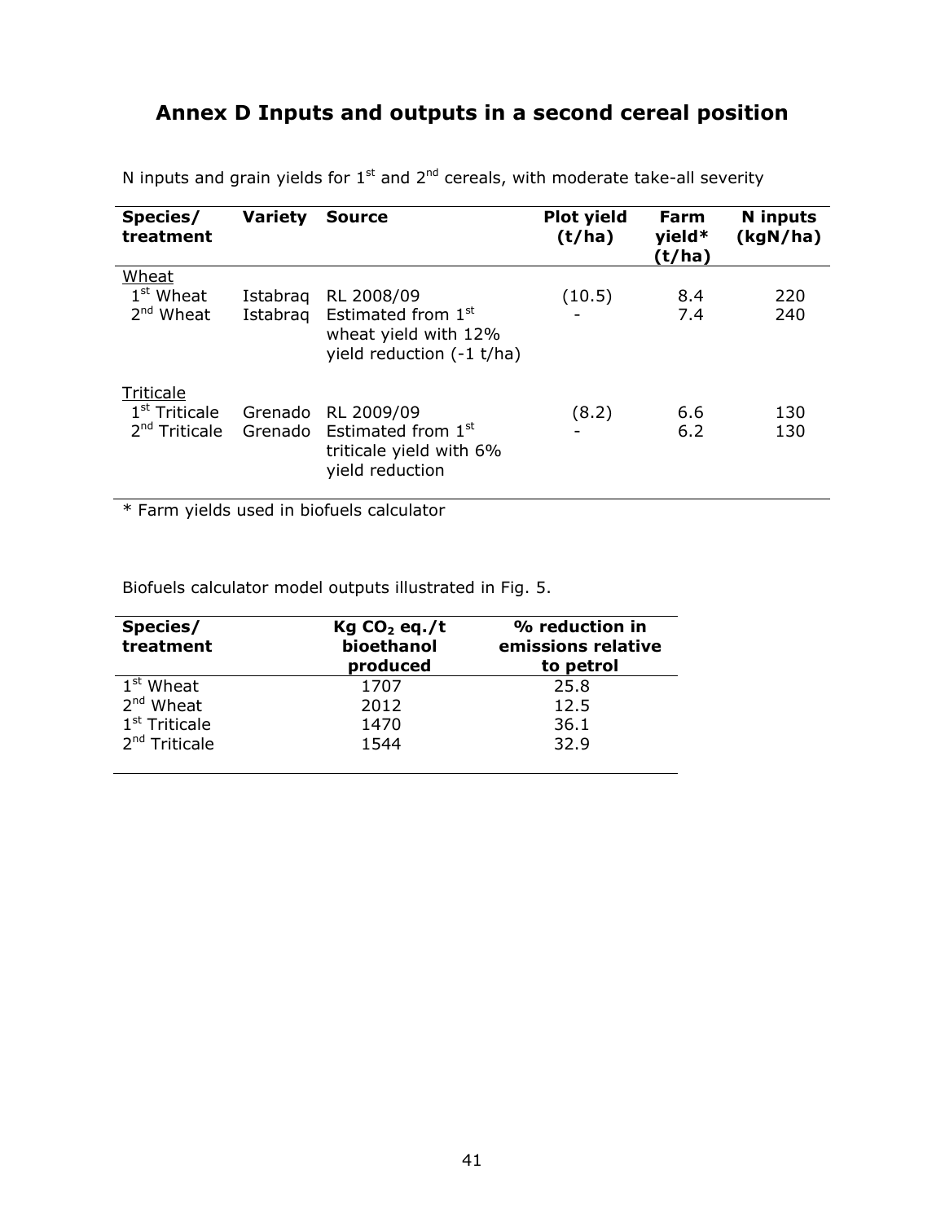# Annex D Inputs and outputs in a second cereal position

N inputs and grain yields for 1st and 2nd cereals, with moderate take-all severity

| Species/ treatment | Variety | Source | Plot yield (t/ha) | Farm yield* (t/ha) | N inputs (kgN/ha) |
|---|---|---|---|---|---|
| Wheat | | | | | |
| 1st Wheat | Istabraq | RL 2008/09 | (10.5) | 8.4 | 220 |
| 2nd Wheat | Istabraq | Estimated from 1st wheat yield with 12% yield reduction (-1 t/ha) | - | 7.4 | 240 |
| Triticale | | | | | |
| 1st Triticale | Grenado | RL 2009/09 | (8.2) | 6.6 | 130 |
| 2nd Triticale | Grenado | Estimated from 1st triticale yield with 6% yield reduction | - | 6.2 | 130 |

* Farm yields used in biofuels calculator

Biofuels calculator model outputs illustrated in Fig. 5.

| Species/ treatment | Kg $CO_2$ eq./t bioethanol produced | % reduction in emissions relative to petrol |
|---|---|---|
| 1st Wheat | 1707 | 25.8 |
| 2nd Wheat | 2012 | 12.5 |
| 1st Triticale | 1470 | 36.1 |
| 2nd Triticale | 1544 | 32.9 |